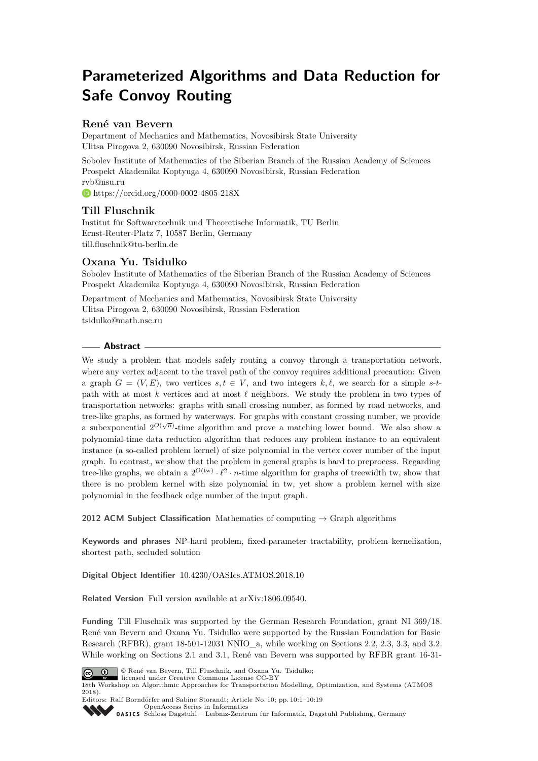# Parameterized Algorithms and Data Reduction for Safe Convoy Routing

## René van Bevern

Department of Mechanics and Mathematics, Novosibirsk State University
Ulitsa Pirogova 2, 630090 Novosibirsk, Russian Federation

Sobolev Institute of Mathematics of the Siberian Branch of the Russian Academy of Sciences
Prospekt Akademika Koptyuga 4, 630090 Novosibirsk, Russian Federation
rvb@nsu.ru
https://orcid.org/0000-0002-4805-218X

## Till Fluschnik

Institut für Softwaretechnik und Theoretische Informatik, TU Berlin
Ernst-Reuter-Platz 7, 10587 Berlin, Germany
till.fluschnik@tu-berlin.de

## Oxana Yu. Tsidulko

Sobolev Institute of Mathematics of the Siberian Branch of the Russian Academy of Sciences
Prospekt Akademika Koptyuga 4, 630090 Novosibirsk, Russian Federation

Department of Mechanics and Mathematics, Novosibirsk State University
Ulitsa Pirogova 2, 630090 Novosibirsk, Russian Federation
tsidulko@math.nsc.ru

### Abstract

We study a problem that models safely routing a convoy through a transportation network, where any vertex adjacent to the travel path of the convoy requires additional precaution: Given a graph $G = (V, E)$, two vertices $s, t \in V$, and two integers $k, \ell$, we search for a simple $s$-$t$-path with at most $k$ vertices and at most $\ell$ neighbors. We study the problem in two types of transportation networks: graphs with small crossing number, as formed by road networks, and tree-like graphs, as formed by waterways. For graphs with constant crossing number, we provide a subexponential $2^{O(\sqrt{n})}$-time algorithm and prove a matching lower bound. We also show a polynomial-time data reduction algorithm that reduces any problem instance to an equivalent instance (a so-called problem kernel) of size polynomial in the vertex cover number of the input graph. In contrast, we show that the problem in general graphs is hard to preprocess. Regarding tree-like graphs, we obtain a $2^{O(\text{tw})} \cdot \ell^2 \cdot n$-time algorithm for graphs of treewidth tw, show that there is no problem kernel with size polynomial in tw, yet show a problem kernel with size polynomial in the feedback edge number of the input graph.

**2012 ACM Subject Classification** Mathematics of computing → Graph algorithms

**Keywords and phrases** NP-hard problem, fixed-parameter tractability, problem kernelization, shortest path, secluded solution

**Digital Object Identifier** 10.4230/OASIcs.ATMOS.2018.10

**Related Version** Full version available at arXiv:1806.09540.

**Funding** Till Fluschnik was supported by the German Research Foundation, grant NI 369/18. René van Bevern and Oxana Yu. Tsidulko were supported by the Russian Foundation for Basic Research (RFBR), grant 18-501-12031 NNIO_a, while working on Sections 2.2, 2.3, 3.3, and 3.2. While working on Sections 2.1 and 3.1, René van Bevern was supported by RFBR grant 16-31-

© René van Bevern, Till Fluschnik, and Oxana Yu. Tsidulko;
licensed under Creative Commons License CC-BY
18th Workshop on Algorithmic Approaches for Transportation Modelling, Optimization, and Systems (ATMOS 2018).
Editors: Ralf Borndörfer and Sabine Storandt; Article No. 10; pp. 10:1–10:19
OpenAccess Series in Informatics
Schloss Dagstuhl – Leibniz-Zentrum für Informatik, Dagstuhl Publishing, Germany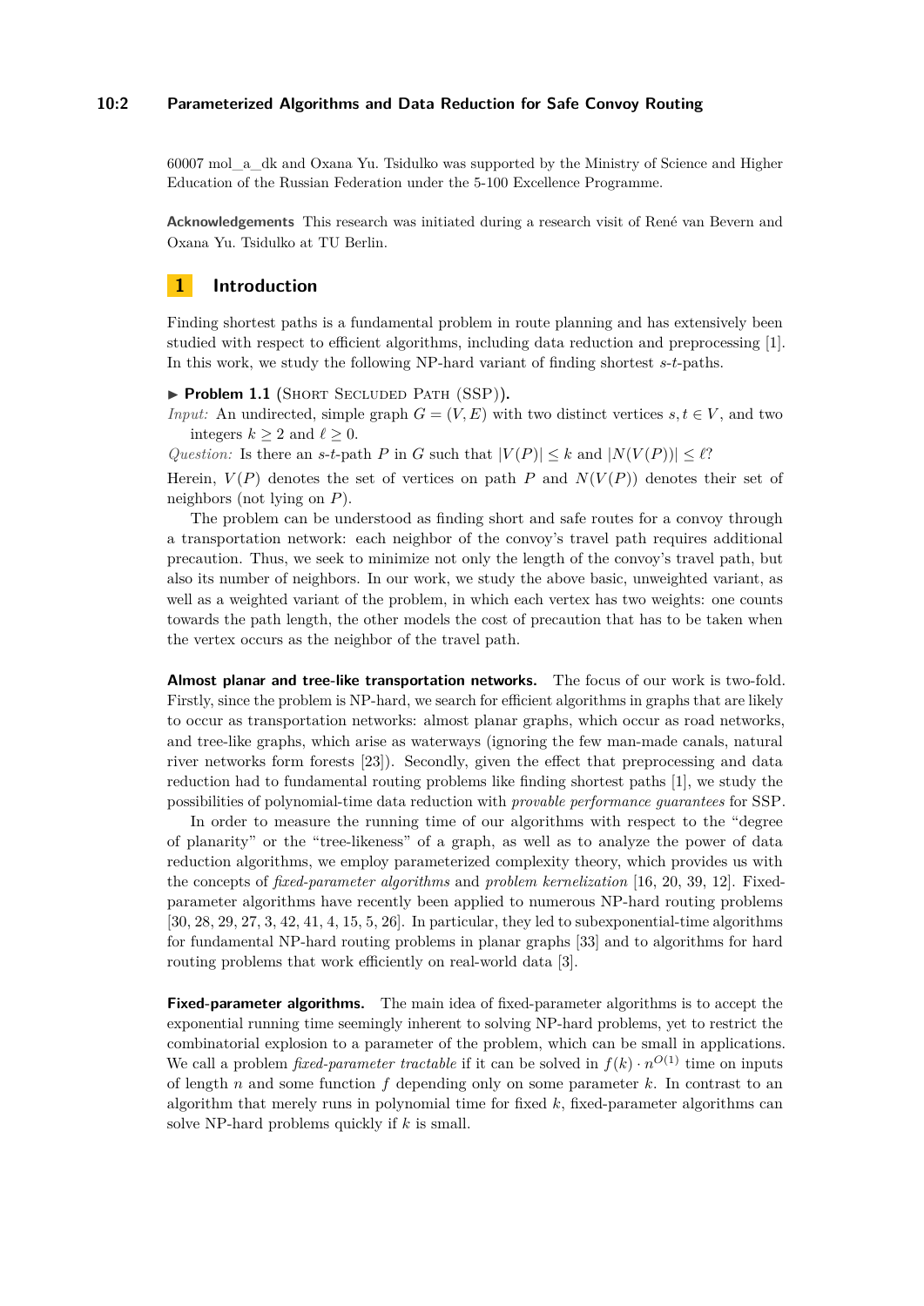60007 mol_a_dk and Oxana Yu. Tsidulko was supported by the Ministry of Science and Higher Education of the Russian Federation under the 5-100 Excellence Programme.

**Acknowledgements** This research was initiated during a research visit of René van Bevern and Oxana Yu. Tsidulko at TU Berlin.

## 1 Introduction

Finding shortest paths is a fundamental problem in route planning and has extensively been studied with respect to efficient algorithms, including data reduction and preprocessing [1]. In this work, we study the following NP-hard variant of finding shortest $s$-$t$-paths.

▶ **Problem 1.1** (Short Secluded Path (SSP)).

*Input:* An undirected, simple graph $G = (V, E)$ with two distinct vertices $s, t \in V$, and two integers $k \geq 2$ and $\ell \geq 0$.

*Question:* Is there an $s$-$t$-path $P$ in $G$ such that $|V(P)| \leq k$ and $|N(V(P))| \leq \ell$?

Herein, $V(P)$ denotes the set of vertices on path $P$ and $N(V(P))$ denotes their set of neighbors (not lying on $P$).

The problem can be understood as finding short and safe routes for a convoy through a transportation network: each neighbor of the convoy's travel path requires additional precaution. Thus, we seek to minimize not only the length of the convoy's travel path, but also its number of neighbors. In our work, we study the above basic, unweighted variant, as well as a weighted variant of the problem, in which each vertex has two weights: one counts towards the path length, the other models the cost of precaution that has to be taken when the vertex occurs as the neighbor of the travel path.

**Almost planar and tree-like transportation networks.** The focus of our work is two-fold. Firstly, since the problem is NP-hard, we search for efficient algorithms in graphs that are likely to occur as transportation networks: almost planar graphs, which occur as road networks, and tree-like graphs, which arise as waterways (ignoring the few man-made canals, natural river networks form forests [23]). Secondly, given the effect that preprocessing and data reduction had to fundamental routing problems like finding shortest paths [1], we study the possibilities of polynomial-time data reduction with *provable performance guarantees* for SSP.

In order to measure the running time of our algorithms with respect to the "degree of planarity" or the "tree-likeness" of a graph, as well as to analyze the power of data reduction algorithms, we employ parameterized complexity theory, which provides us with the concepts of *fixed-parameter algorithms* and *problem kernelization* [16, 20, 39, 12]. Fixed-parameter algorithms have recently been applied to numerous NP-hard routing problems [30, 28, 29, 27, 3, 42, 41, 4, 15, 5, 26]. In particular, they led to subexponential-time algorithms for fundamental NP-hard routing problems in planar graphs [33] and to algorithms for hard routing problems that work efficiently on real-world data [3].

**Fixed-parameter algorithms.** The main idea of fixed-parameter algorithms is to accept the exponential running time seemingly inherent to solving NP-hard problems, yet to restrict the combinatorial explosion to a parameter of the problem, which can be small in applications. We call a problem *fixed-parameter tractable* if it can be solved in $f(k) \cdot n^{O(1)}$ time on inputs of length $n$ and some function $f$ depending only on some parameter $k$. In contrast to an algorithm that merely runs in polynomial time for fixed $k$, fixed-parameter algorithms can solve NP-hard problems quickly if $k$ is small.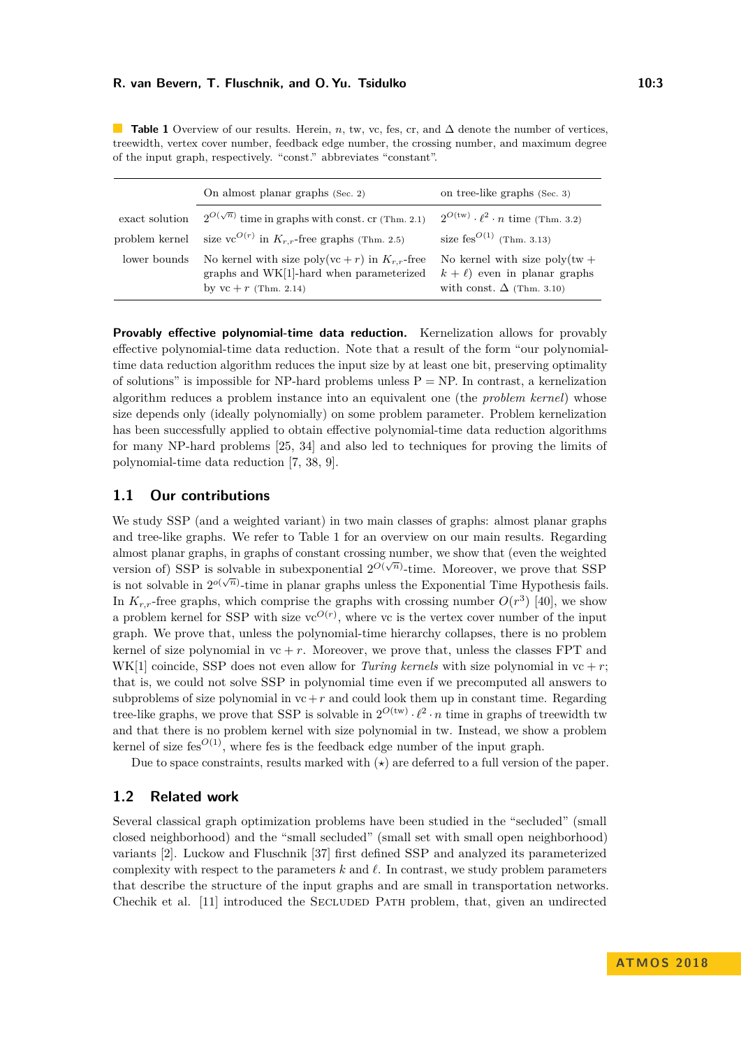**Table 1** Overview of our results. Herein, $n$, tw, vc, fes, cr, and $\Delta$ denote the number of vertices, treewidth, vertex cover number, feedback edge number, the crossing number, and maximum degree of the input graph, respectively. "const." abbreviates "constant".

| | On almost planar graphs (Sec. 2) | on tree-like graphs (Sec. 3) |
|---|---|---|
| exact solution | $2^{O(\sqrt{n})}$ time in graphs with const. cr (Thm. 2.1) | $2^{O(\text{tw})} \cdot \ell^2 \cdot n$ time (Thm. 3.2) |
| problem kernel | size $\text{vc}^{O(r)}$ in $K_{r,r}$-free graphs (Thm. 2.5) | size $\text{fes}^{O(1)}$ (Thm. 3.13) |
| lower bounds | No kernel with size poly(vc + $r$) in $K_{r,r}$-free graphs and WK[1]-hard when parameterized by vc + $r$ (Thm. 2.14) | No kernel with size poly(tw + $k + \ell$) even in planar graphs with const. $\Delta$ (Thm. 3.10) |

**Provably effective polynomial-time data reduction.** Kernelization allows for provably effective polynomial-time data reduction. Note that a result of the form "our polynomial-time data reduction algorithm reduces the input size by at least one bit, preserving optimality of solutions" is impossible for NP-hard problems unless P = NP. In contrast, a kernelization algorithm reduces a problem instance into an equivalent one (the *problem kernel*) whose size depends only (ideally polynomially) on some problem parameter. Problem kernelization has been successfully applied to obtain effective polynomial-time data reduction algorithms for many NP-hard problems [25, 34] and also led to techniques for proving the limits of polynomial-time data reduction [7, 38, 9].

## 1.1 Our contributions

We study SSP (and a weighted variant) in two main classes of graphs: almost planar graphs and tree-like graphs. We refer to Table 1 for an overview on our main results. Regarding almost planar graphs, in graphs of constant crossing number, we show that (even the weighted version of) SSP is solvable in subexponential $2^{O(\sqrt{n})}$-time. Moreover, we prove that SSP is not solvable in $2^{o(\sqrt{n})}$-time in planar graphs unless the Exponential Time Hypothesis fails. In $K_{r,r}$-free graphs, which comprise the graphs with crossing number $O(r^3)$ [40], we show a problem kernel for SSP with size $\text{vc}^{O(r)}$, where vc is the vertex cover number of the input graph. We prove that, unless the polynomial-time hierarchy collapses, there is no problem kernel of size polynomial in vc + $r$. Moreover, we prove that, unless the classes FPT and WK[1] coincide, SSP does not even allow for *Turing kernels* with size polynomial in vc + $r$; that is, we could not solve SSP in polynomial time even if we precomputed all answers to subproblems of size polynomial in vc + $r$ and could look them up in constant time. Regarding tree-like graphs, we prove that SSP is solvable in $2^{O(\text{tw})} \cdot \ell^2 \cdot n$ time in graphs of treewidth tw and that there is no problem kernel with size polynomial in tw. Instead, we show a problem kernel of size $\text{fes}^{O(1)}$, where fes is the feedback edge number of the input graph.

Due to space constraints, results marked with ($\star$) are deferred to a full version of the paper.

## 1.2 Related work

Several classical graph optimization problems have been studied in the "secluded" (small closed neighborhood) and the "small secluded" (small set with small open neighborhood) variants [2]. Luckow and Fluschnik [37] first defined SSP and analyzed its parameterized complexity with respect to the parameters $k$ and $\ell$. In contrast, we study problem parameters that describe the structure of the input graphs and are small in transportation networks. Chechik et al. [11] introduced the Secluded Path problem, that, given an undirected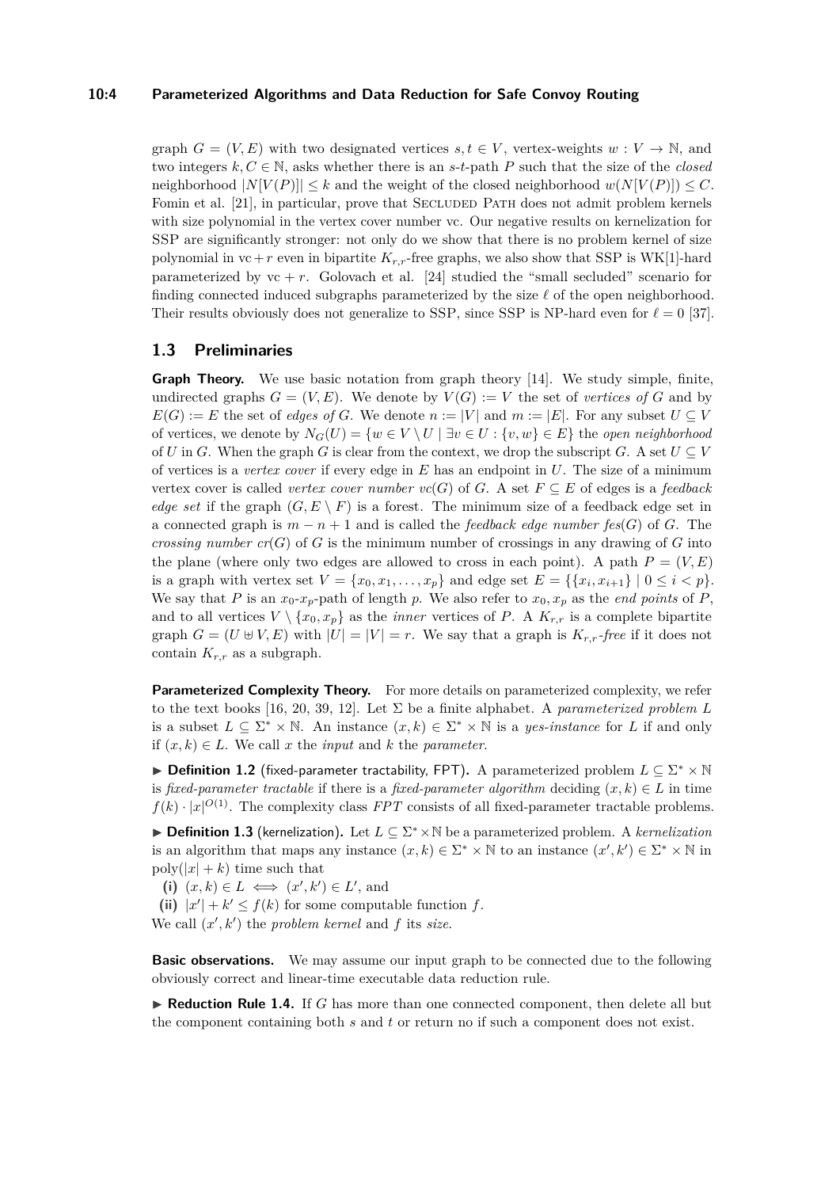graph $G = (V, E)$ with two designated vertices $s, t \in V$, vertex-weights $w : V \to \mathbb{N}$, and two integers $k, C \in \mathbb{N}$, asks whether there is an $s$-$t$-path $P$ such that the size of the *closed* neighborhood $|N[V(P)]| \le k$ and the weight of the closed neighborhood $w(N[V(P)]) \le C$. Fomin et al. [21], in particular, prove that Secluded Path does not admit problem kernels with size polynomial in the vertex cover number vc. Our negative results on kernelization for SSP are significantly stronger: not only do we show that there is no problem kernel of size polynomial in vc + $r$ even in bipartite $K_{r,r}$-free graphs, we also show that SSP is WK[1]-hard parameterized by vc + $r$. Golovach et al. [24] studied the "small secluded" scenario for finding connected induced subgraphs parameterized by the size $\ell$ of the open neighborhood. Their results obviously does not generalize to SSP, since SSP is NP-hard even for $\ell = 0$ [37].

## 1.3 Preliminaries

**Graph Theory.** We use basic notation from graph theory [14]. We study simple, finite, undirected graphs $G = (V, E)$. We denote by $V(G) := V$ the set of *vertices of* $G$ and by $E(G) := E$ the set of *edges of* $G$. We denote $n := |V|$ and $m := |E|$. For any subset $U \subseteq V$ of vertices, we denote by $N_G(U) = \{w \in V \setminus U \mid \exists v \in U : \{v, w\} \in E\}$ the *open neighborhood* of $U$ in $G$. When the graph $G$ is clear from the context, we drop the subscript $G$. A set $U \subseteq V$ of vertices is a *vertex cover* if every edge in $E$ has an endpoint in $U$. The size of a minimum vertex cover is called *vertex cover number* $vc(G)$ of $G$. A set $F \subseteq E$ of edges is a *feedback edge set* if the graph $(G, E \setminus F)$ is a forest. The minimum size of a feedback edge set in a connected graph is $m - n + 1$ and is called the *feedback edge number* $fes(G)$ of $G$. The *crossing number* $cr(G)$ of $G$ is the minimum number of crossings in any drawing of $G$ into the plane (where only two edges are allowed to cross in each point). A path $P = (V, E)$ is a graph with vertex set $V = \{x_0, x_1, \dots, x_p\}$ and edge set $E = \{\{x_i, x_{i+1}\} \mid 0 \le i < p\}$. We say that $P$ is an $x_0$-$x_p$-path of length $p$. We also refer to $x_0, x_p$ as the *end points* of $P$, and to all vertices $V \setminus \{x_0, x_p\}$ as the *inner* vertices of $P$. A $K_{r,r}$ is a complete bipartite graph $G = (U \uplus V, E)$ with $|U| = |V| = r$. We say that a graph is *$K_{r,r}$-free* if it does not contain $K_{r,r}$ as a subgraph.

**Parameterized Complexity Theory.** For more details on parameterized complexity, we refer to the text books [16, 20, 39, 12]. Let $\Sigma$ be a finite alphabet. A *parameterized problem* $L$ is a subset $L \subseteq \Sigma^* \times \mathbb{N}$. An instance $(x, k) \in \Sigma^* \times \mathbb{N}$ is a *yes-instance* for $L$ if and only if $(x, k) \in L$. We call $x$ the *input* and $k$ the *parameter*.

▶ **Definition 1.2** (fixed-parameter tractability, FPT)**.** A parameterized problem $L \subseteq \Sigma^* \times \mathbb{N}$ is *fixed-parameter tractable* if there is a *fixed-parameter algorithm* deciding $(x, k) \in L$ in time $f(k) \cdot |x|^{O(1)}$. The complexity class *FPT* consists of all fixed-parameter tractable problems.

▶ **Definition 1.3** (kernelization)**.** Let $L \subseteq \Sigma^* \times \mathbb{N}$ be a parameterized problem. A *kernelization* is an algorithm that maps any instance $(x, k) \in \Sigma^* \times \mathbb{N}$ to an instance $(x', k') \in \Sigma^* \times \mathbb{N}$ in $\text{poly}(|x| + k)$ time such that

**(i)** $(x, k) \in L \iff (x', k') \in L'$, and

**(ii)** $|x'| + k' \le f(k)$ for some computable function $f$.

We call $(x', k')$ the *problem kernel* and $f$ its *size*.

**Basic observations.** We may assume our input graph to be connected due to the following obviously correct and linear-time executable data reduction rule.

▶ **Reduction Rule 1.4.** If $G$ has more than one connected component, then delete all but the component containing both $s$ and $t$ or return no if such a component does not exist.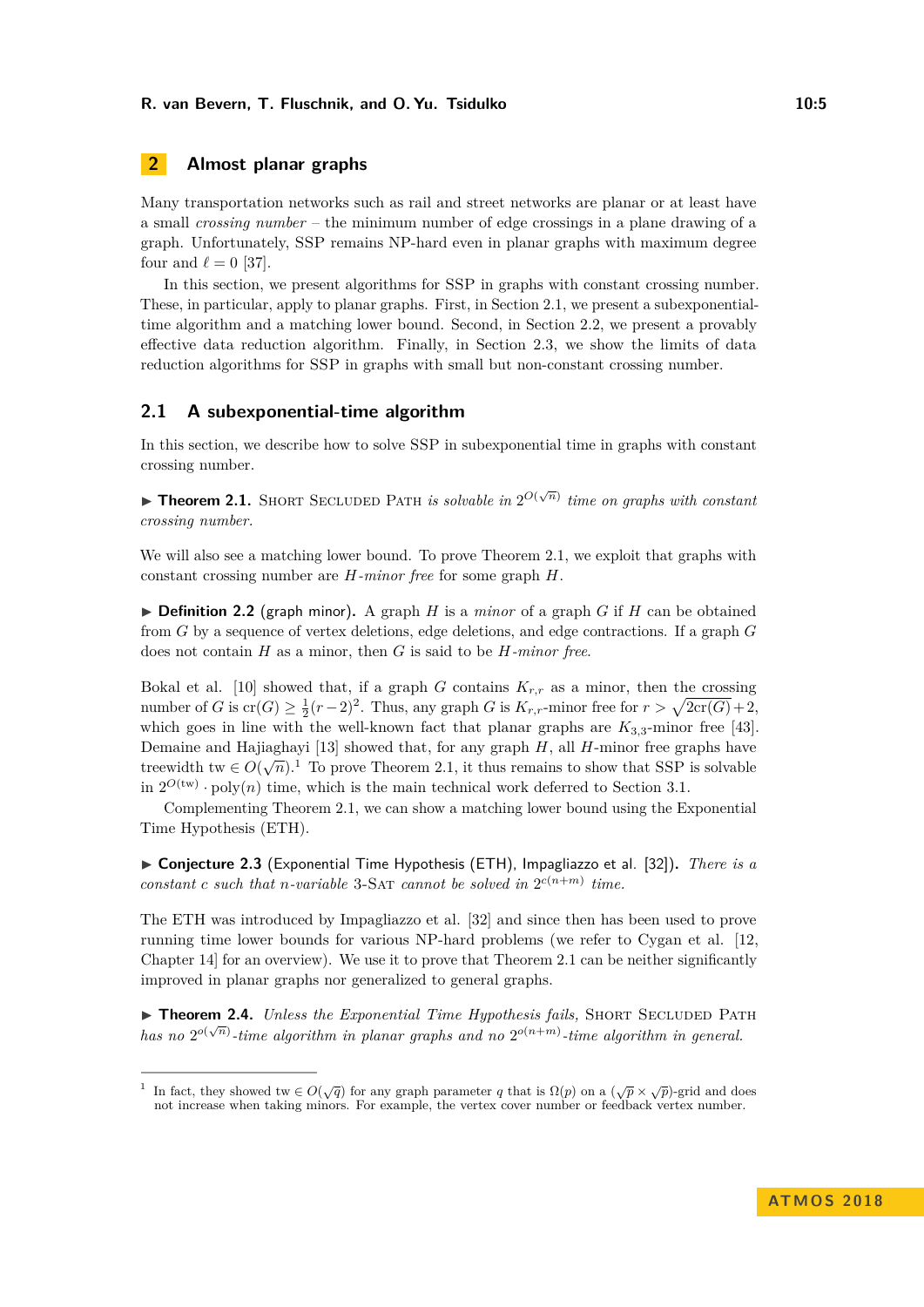## 2 Almost planar graphs

Many transportation networks such as rail and street networks are planar or at least have a small *crossing number* – the minimum number of edge crossings in a plane drawing of a graph. Unfortunately, SSP remains NP-hard even in planar graphs with maximum degree four and $\ell = 0$ [37].

In this section, we present algorithms for SSP in graphs with constant crossing number. These, in particular, apply to planar graphs. First, in Section 2.1, we present a subexponential-time algorithm and a matching lower bound. Second, in Section 2.2, we present a provably effective data reduction algorithm. Finally, in Section 2.3, we show the limits of data reduction algorithms for SSP in graphs with small but non-constant crossing number.

### 2.1 A subexponential-time algorithm

In this section, we describe how to solve SSP in subexponential time in graphs with constant crossing number.

▶ **Theorem 2.1.** *Short Secluded Path is solvable in $2^{O(\sqrt{n})}$ time on graphs with constant crossing number.*

We will also see a matching lower bound. To prove Theorem 2.1, we exploit that graphs with constant crossing number are *$H$-minor free* for some graph $H$.

▶ **Definition 2.2** (graph minor)**.** A graph $H$ is a *minor* of a graph $G$ if $H$ can be obtained from $G$ by a sequence of vertex deletions, edge deletions, and edge contractions. If a graph $G$ does not contain $H$ as a minor, then $G$ is said to be *$H$-minor free*.

Bokal et al. [10] showed that, if a graph $G$ contains $K_{r,r}$ as a minor, then the crossing number of $G$ is $\operatorname{cr}(G) \geq \frac{1}{2}(r-2)^2$. Thus, any graph $G$ is $K_{r,r}$-minor free for $r > \sqrt{2\operatorname{cr}(G)}+2$, which goes in line with the well-known fact that planar graphs are $K_{3,3}$-minor free [43]. Demaine and Hajiaghayi [13] showed that, for any graph $H$, all $H$-minor free graphs have treewidth $\operatorname{tw} \in O(\sqrt{n})$.[1] To prove Theorem 2.1, it thus remains to show that SSP is solvable in $2^{O(\operatorname{tw})} \cdot \operatorname{poly}(n)$ time, which is the main technical work deferred to Section 3.1.

Complementing Theorem 2.1, we can show a matching lower bound using the Exponential Time Hypothesis (ETH).

▶ **Conjecture 2.3** (Exponential Time Hypothesis (ETH), Impagliazzo et al. [32])**.** *There is a constant $c$ such that $n$-variable 3-Sat cannot be solved in $2^{c(n+m)}$ time.*

The ETH was introduced by Impagliazzo et al. [32] and since then has been used to prove running time lower bounds for various NP-hard problems (we refer to Cygan et al. [12, Chapter 14] for an overview). We use it to prove that Theorem 2.1 can be neither significantly improved in planar graphs nor generalized to general graphs.

▶ **Theorem 2.4.** *Unless the Exponential Time Hypothesis fails,* Short Secluded Path *has no $2^{o(\sqrt{n})}$-time algorithm in planar graphs and no $2^{o(n+m)}$-time algorithm in general.*

---

[1] In fact, they showed $\operatorname{tw} \in O(\sqrt{q})$ for any graph parameter $q$ that is $\Omega(p)$ on a $(\sqrt{p} \times \sqrt{p})$-grid and does not increase when taking minors. For example, the vertex cover number or feedback vertex number.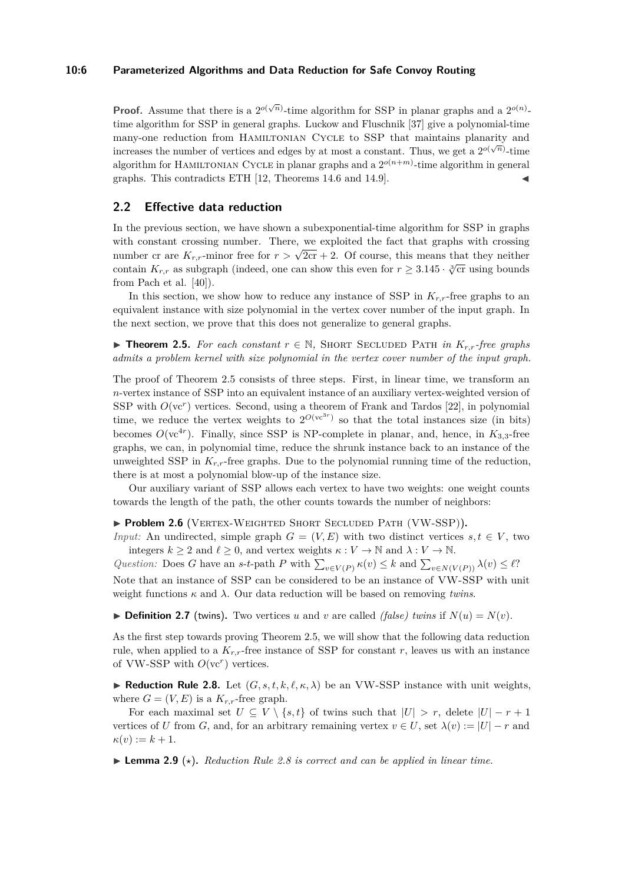**Proof.** Assume that there is a $2^{o(\sqrt{n})}$-time algorithm for SSP in planar graphs and a $2^{o(n)}$-time algorithm for SSP in general graphs. Luckow and Fluschnik [37] give a polynomial-time many-one reduction from Hamiltonian Cycle to SSP that maintains planarity and increases the number of vertices and edges by at most a constant. Thus, we get a $2^{o(\sqrt{n})}$-time algorithm for Hamiltonian Cycle in planar graphs and a $2^{o(n+m)}$-time algorithm in general graphs. This contradicts ETH [12, Theorems 14.6 and 14.9]. ◀

## 2.2 Effective data reduction

In the previous section, we have shown a subexponential-time algorithm for SSP in graphs with constant crossing number. There, we exploited the fact that graphs with crossing number cr are $K_{r,r}$-minor free for $r > \sqrt{2\text{cr}} + 2$. Of course, this means that they neither contain $K_{r,r}$ as subgraph (indeed, one can show this even for $r \geq 3.145 \cdot \sqrt[3]{\text{cr}}$ using bounds from Pach et al. [40]).

In this section, we show how to reduce any instance of SSP in $K_{r,r}$-free graphs to an equivalent instance with size polynomial in the vertex cover number of the input graph. In the next section, we prove that this does not generalize to general graphs.

▶ **Theorem 2.5.** *For each constant $r \in \mathbb{N}$, Short Secluded Path in $K_{r,r}$-free graphs admits a problem kernel with size polynomial in the vertex cover number of the input graph.*

The proof of Theorem 2.5 consists of three steps. First, in linear time, we transform an $n$-vertex instance of SSP into an equivalent instance of an auxiliary vertex-weighted version of SSP with $O(\text{vc}^r)$ vertices. Second, using a theorem of Frank and Tardos [22], in polynomial time, we reduce the vertex weights to $2^{O(\text{vc}^{3r})}$ so that the total instances size (in bits) becomes $O(\text{vc}^{4r})$. Finally, since SSP is NP-complete in planar, and, hence, in $K_{3,3}$-free graphs, we can, in polynomial time, reduce the shrunk instance back to an instance of the unweighted SSP in $K_{r,r}$-free graphs. Due to the polynomial running time of the reduction, there is at most a polynomial blow-up of the instance size.

Our auxiliary variant of SSP allows each vertex to have two weights: one weight counts towards the length of the path, the other counts towards the number of neighbors:

▶ **Problem 2.6** (Vertex-Weighted Short Secluded Path (VW-SSP)).

*Input:* An undirected, simple graph $G = (V, E)$ with two distinct vertices $s, t \in V$, two integers $k \geq 2$ and $\ell \geq 0$, and vertex weights $\kappa : V \to \mathbb{N}$ and $\lambda : V \to \mathbb{N}$.

*Question:* Does $G$ have an $s$-$t$-path $P$ with $\sum_{v \in V(P)} \kappa(v) \leq k$ and $\sum_{v \in N(V(P))} \lambda(v) \leq \ell$?

Note that an instance of SSP can be considered to be an instance of VW-SSP with unit weight functions $\kappa$ and $\lambda$. Our data reduction will be based on removing *twins*.

▶ **Definition 2.7** (twins). Two vertices $u$ and $v$ are called *(false) twins* if $N(u) = N(v)$.

As the first step towards proving Theorem 2.5, we will show that the following data reduction rule, when applied to a $K_{r,r}$-free instance of SSP for constant $r$, leaves us with an instance of VW-SSP with $O(\text{vc}^r)$ vertices.

▶ **Reduction Rule 2.8.** Let $(G, s, t, k, \ell, \kappa, \lambda)$ be an VW-SSP instance with unit weights, where $G = (V, E)$ is a $K_{r,r}$-free graph.

For each maximal set $U \subseteq V \setminus \{s, t\}$ of twins such that $|U| > r$, delete $|U| - r + 1$ vertices of $U$ from $G$, and, for an arbitrary remaining vertex $v \in U$, set $\lambda(v) := |U| - r$ and $\kappa(v) := k + 1$.

▶ **Lemma 2.9** (⋆). *Reduction Rule 2.8 is correct and can be applied in linear time.*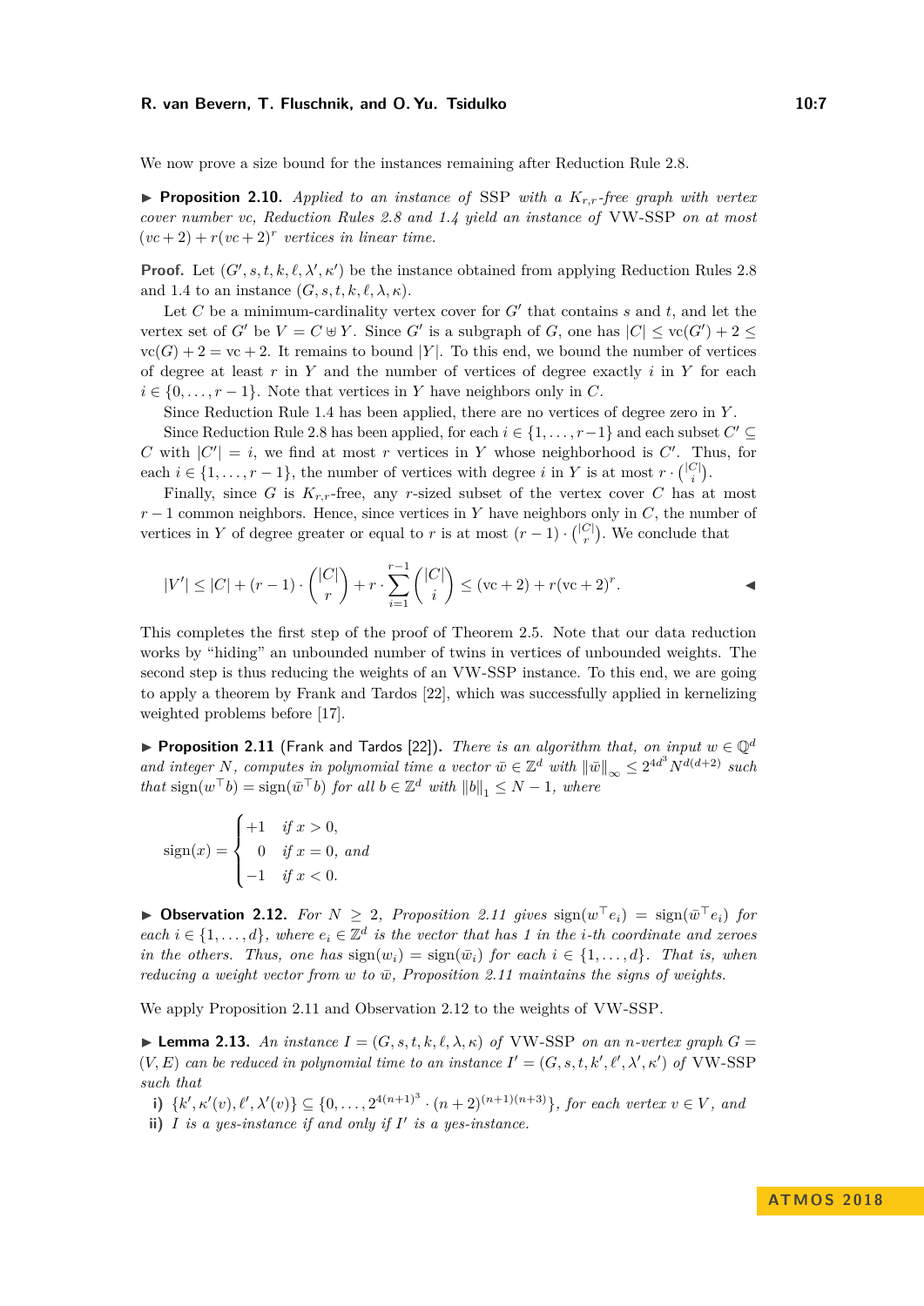We now prove a size bound for the instances remaining after Reduction Rule 2.8.

▶ **Proposition 2.10.** *Applied to an instance of* SSP *with a $K_{r,r}$-free graph with vertex cover number vc, Reduction Rules 2.8 and 1.4 yield an instance of* VW-SSP *on at most $(vc+2)+r(vc+2)^r$ vertices in linear time.*

**Proof.** Let $(G', s, t, k, \ell, \lambda', \kappa')$ be the instance obtained from applying Reduction Rules 2.8 and 1.4 to an instance $(G, s, t, k, \ell, \lambda, \kappa)$.

Let $C$ be a minimum-cardinality vertex cover for $G'$ that contains $s$ and $t$, and let the vertex set of $G'$ be $V = C \uplus Y$. Since $G'$ is a subgraph of $G$, one has $|C| \le \mathrm{vc}(G') + 2 \le \mathrm{vc}(G) + 2 = \mathrm{vc} + 2$. It remains to bound $|Y|$. To this end, we bound the number of vertices of degree at least $r$ in $Y$ and the number of vertices of degree exactly $i$ in $Y$ for each $i \in \{0, \dots, r-1\}$. Note that vertices in $Y$ have neighbors only in $C$.

Since Reduction Rule 1.4 has been applied, there are no vertices of degree zero in $Y$.

Since Reduction Rule 2.8 has been applied, for each $i \in \{1, \dots, r-1\}$ and each subset $C' \subseteq C$ with $|C'| = i$, we find at most $r$ vertices in $Y$ whose neighborhood is $C'$. Thus, for each $i \in \{1, \dots, r-1\}$, the number of vertices with degree $i$ in $Y$ is at most $r \cdot \binom{|C|}{i}$.

Finally, since $G$ is $K_{r,r}$-free, any $r$-sized subset of the vertex cover $C$ has at most $r-1$ common neighbors. Hence, since vertices in $Y$ have neighbors only in $C$, the number of vertices in $Y$ of degree greater or equal to $r$ is at most $(r-1) \cdot \binom{|C|}{r}$. We conclude that

$$|V'| \le |C| + (r-1) \cdot \binom{|C|}{r} + r \cdot \sum_{i=1}^{r-1} \binom{|C|}{i} \le (\mathrm{vc}+2) + r(\mathrm{vc}+2)^r. \qquad ◀$$

This completes the first step of the proof of Theorem 2.5. Note that our data reduction works by "hiding" an unbounded number of twins in vertices of unbounded weights. The second step is thus reducing the weights of an VW-SSP instance. To this end, we are going to apply a theorem by Frank and Tardos [22], which was successfully applied in kernelizing weighted problems before [17].

▶ **Proposition 2.11** (Frank and Tardos [22])**.** *There is an algorithm that, on input $w \in \mathbb{Q}^d$ and integer $N$, computes in polynomial time a vector $\bar{w} \in \mathbb{Z}^d$ with $\|\bar{w}\|_\infty \le 2^{4d^3} N^{d(d+2)}$ such that $\mathrm{sign}(w^\top b) = \mathrm{sign}(\bar{w}^\top b)$ for all $b \in \mathbb{Z}^d$ with $\|b\|_1 \le N - 1$, where*

$$\mathrm{sign}(x) = \begin{cases} +1 & \text{if } x > 0, \\ 0 & \text{if } x = 0, \text{ and} \\ -1 & \text{if } x < 0. \end{cases}$$

▶ **Observation 2.12.** *For $N \ge 2$, Proposition 2.11 gives $\mathrm{sign}(w^\top e_i) = \mathrm{sign}(\bar{w}^\top e_i)$ for each $i \in \{1, \dots, d\}$, where $e_i \in \mathbb{Z}^d$ is the vector that has 1 in the $i$-th coordinate and zeroes in the others. Thus, one has $\mathrm{sign}(w_i) = \mathrm{sign}(\bar{w}_i)$ for each $i \in \{1, \dots, d\}$. That is, when reducing a weight vector from $w$ to $\bar{w}$, Proposition 2.11 maintains the signs of weights.*

We apply Proposition 2.11 and Observation 2.12 to the weights of VW-SSP.

▶ **Lemma 2.13.** *An instance $I = (G, s, t, k, \ell, \lambda, \kappa)$ of* VW-SSP *on an $n$-vertex graph $G = (V, E)$ can be reduced in polynomial time to an instance $I' = (G, s, t, k', \ell', \lambda', \kappa')$ of* VW-SSP *such that*

- **i)** *$\{k', \kappa'(v), \ell', \lambda'(v)\} \subseteq \{0, \dots, 2^{4(n+1)^3} \cdot (n+2)^{(n+1)(n+3)}\}$, for each vertex $v \in V$, and*
- **ii)** *$I$ is a yes-instance if and only if $I'$ is a yes-instance.*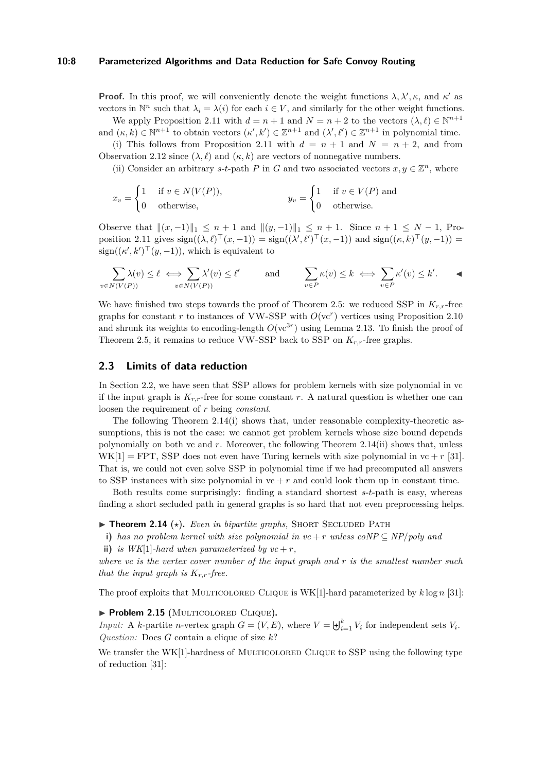**Proof.** In this proof, we will conveniently denote the weight functions $\lambda, \lambda', \kappa$, and $\kappa'$ as vectors in $\mathbb{N}^n$ such that $\lambda_i = \lambda(i)$ for each $i \in V$, and similarly for the other weight functions.

We apply Proposition 2.11 with $d = n+1$ and $N = n+2$ to the vectors $(\lambda, \ell) \in \mathbb{N}^{n+1}$ and $(\kappa, k) \in \mathbb{N}^{n+1}$ to obtain vectors $(\kappa', k') \in \mathbb{Z}^{n+1}$ and $(\lambda', \ell') \in \mathbb{Z}^{n+1}$ in polynomial time.

(i) This follows from Proposition 2.11 with $d = n+1$ and $N = n+2$, and from Observation 2.12 since $(\lambda, \ell)$ and $(\kappa, k)$ are vectors of nonnegative numbers.

(ii) Consider an arbitrary $s$-$t$-path $P$ in $G$ and two associated vectors $x, y \in \mathbb{Z}^n$, where

$$x_v = \begin{cases} 1 & \text{if } v \in N(V(P)), \\ 0 & \text{otherwise,} \end{cases} \qquad\qquad y_v = \begin{cases} 1 & \text{if } v \in V(P) \text{ and} \\ 0 & \text{otherwise.} \end{cases}$$

Observe that $\|(x,-1)\|_1 \leq n+1$ and $\|(y,-1)\|_1 \leq n+1$. Since $n+1 \leq N-1$, Proposition 2.11 gives $\operatorname{sign}((\lambda,\ell)^\top(x,-1)) = \operatorname{sign}((\lambda',\ell')^\top(x,-1))$ and $\operatorname{sign}((\kappa,k)^\top(y,-1)) = \operatorname{sign}((\kappa',k')^\top(y,-1))$, which is equivalent to

$$\sum_{v \in N(V(P))} \lambda(v) \leq \ell \iff \sum_{v \in N(V(P))} \lambda'(v) \leq \ell' \qquad \text{and} \qquad \sum_{v \in P} \kappa(v) \leq k \iff \sum_{v \in P} \kappa'(v) \leq k'. \qquad ◀$$

We have finished two steps towards the proof of Theorem 2.5: we reduced SSP in $K_{r,r}$-free graphs for constant $r$ to instances of VW-SSP with $O(\text{vc}^r)$ vertices using Proposition 2.10 and shrunk its weights to encoding-length $O(\text{vc}^{3r})$ using Lemma 2.13. To finish the proof of Theorem 2.5, it remains to reduce VW-SSP back to SSP on $K_{r,r}$-free graphs.

## 2.3 Limits of data reduction

In Section 2.2, we have seen that SSP allows for problem kernels with size polynomial in vc if the input graph is $K_{r,r}$-free for some constant $r$. A natural question is whether one can loosen the requirement of $r$ being *constant*.

The following Theorem 2.14(i) shows that, under reasonable complexity-theoretic assumptions, this is not the case: we cannot get problem kernels whose size bound depends polynomially on both vc and $r$. Moreover, the following Theorem 2.14(ii) shows that, unless WK[1] = FPT, SSP does not even have Turing kernels with size polynomial in vc + $r$ [31]. That is, we could not even solve SSP in polynomial time if we had precomputed all answers to SSP instances with size polynomial in vc + $r$ and could look them up in constant time.

Both results come surprisingly: finding a standard shortest $s$-$t$-path is easy, whereas finding a short secluded path in general graphs is so hard that not even preprocessing helps.

▶ **Theorem 2.14** (⋆). *Even in bipartite graphs,* Short Secluded Path

**i)** *has no problem kernel with size polynomial in vc + r unless coNP ⊆ NP/poly and*

**ii)** *is WK[1]-hard when parameterized by vc + r,*

*where vc is the vertex cover number of the input graph and r is the smallest number such that the input graph is $K_{r,r}$-free.*

The proof exploits that Multicolored Clique is WK[1]-hard parameterized by $k \log n$ [31]:

▶ **Problem 2.15** (Multicolored Clique).
*Input:* A $k$-partite $n$-vertex graph $G = (V, E)$, where $V = \biguplus_{i=1}^k V_i$ for independent sets $V_i$.
*Question:* Does $G$ contain a clique of size $k$?

We transfer the WK[1]-hardness of Multicolored Clique to SSP using the following type of reduction [31]: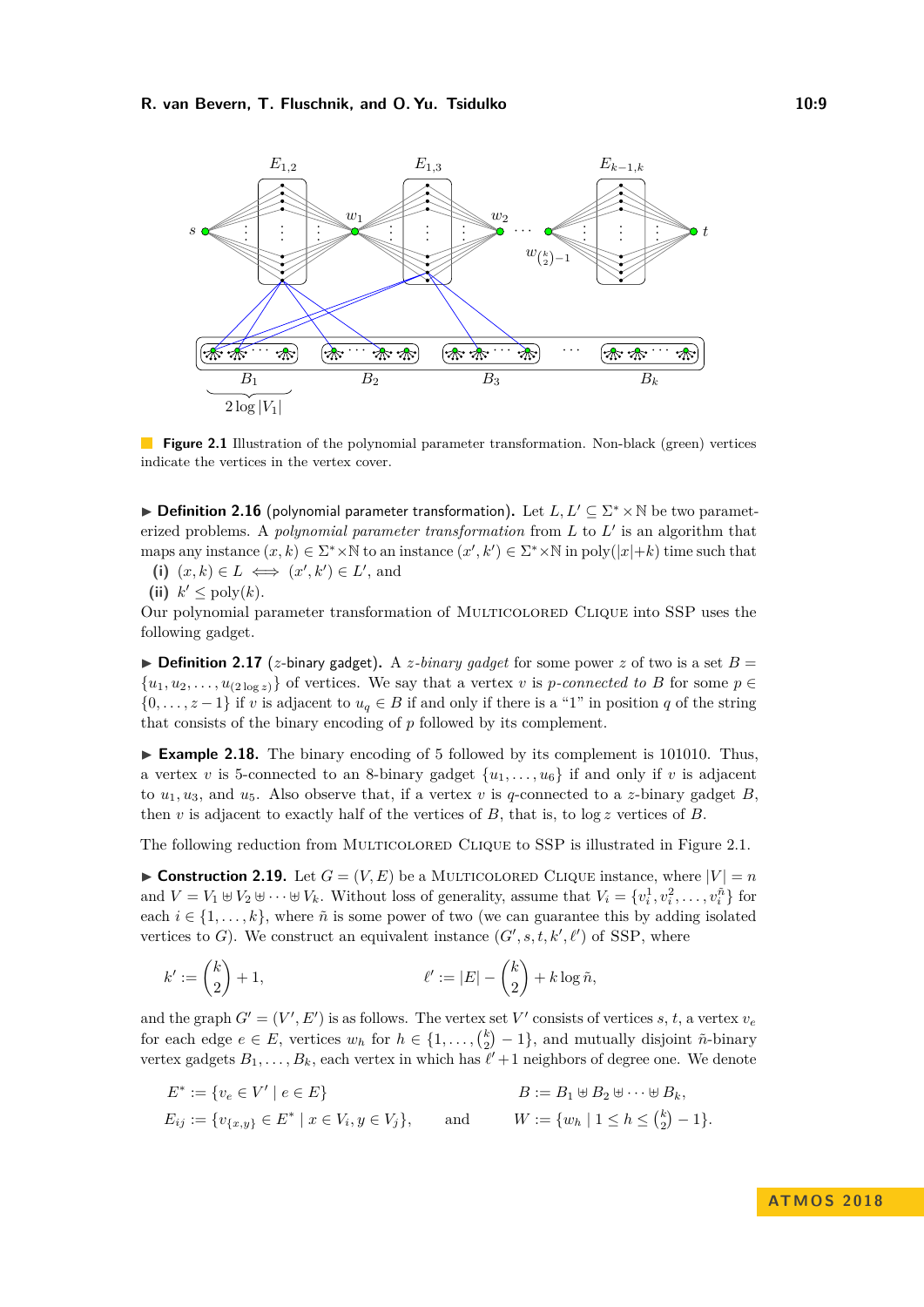**Figure 2.1** Illustration of the polynomial parameter transformation. Non-black (green) vertices indicate the vertices in the vertex cover.

▶ **Definition 2.16** (polynomial parameter transformation)**.** Let $L, L' \subseteq \Sigma^* \times \mathbb{N}$ be two parameterized problems. A *polynomial parameter transformation* from $L$ to $L'$ is an algorithm that maps any instance $(x, k) \in \Sigma^* \times \mathbb{N}$ to an instance $(x', k') \in \Sigma^* \times \mathbb{N}$ in $\text{poly}(|x|+k)$ time such that

**(i)** $(x, k) \in L \iff (x', k') \in L'$, and

**(ii)** $k' \leq \text{poly}(k)$.

Our polynomial parameter transformation of Multicolored Clique into SSP uses the following gadget.

▶ **Definition 2.17** ($z$-binary gadget)**.** A *$z$-binary gadget* for some power $z$ of two is a set $B = \{u_1, u_2, \dots, u_{(2 \log z)}\}$ of vertices. We say that a vertex $v$ is *$p$-connected to* $B$ for some $p \in \{0, \dots, z-1\}$ if $v$ is adjacent to $u_q \in B$ if and only if there is a "1" in position $q$ of the string that consists of the binary encoding of $p$ followed by its complement.

▶ **Example 2.18.** The binary encoding of 5 followed by its complement is 101010. Thus, a vertex $v$ is 5-connected to an 8-binary gadget $\{u_1, \dots, u_6\}$ if and only if $v$ is adjacent to $u_1, u_3$, and $u_5$. Also observe that, if a vertex $v$ is $q$-connected to a $z$-binary gadget $B$, then $v$ is adjacent to exactly half of the vertices of $B$, that is, to $\log z$ vertices of $B$.

The following reduction from Multicolored Clique to SSP is illustrated in Figure 2.1.

▶ **Construction 2.19.** Let $G = (V, E)$ be a Multicolored Clique instance, where $|V| = n$ and $V = V_1 \uplus V_2 \uplus \dots \uplus V_k$. Without loss of generality, assume that $V_i = \{v_i^1, v_i^2, \dots, v_i^{\tilde{n}}\}$ for each $i \in \{1, \dots, k\}$, where $\tilde{n}$ is some power of two (we can guarantee this by adding isolated vertices to $G$). We construct an equivalent instance $(G', s, t, k', \ell')$ of SSP, where

$$k' := \binom{k}{2} + 1, \qquad \ell' := |E| - \binom{k}{2} + k \log \tilde{n},$$

and the graph $G' = (V', E')$ is as follows. The vertex set $V'$ consists of vertices $s$, $t$, a vertex $v_e$ for each edge $e \in E$, vertices $w_h$ for $h \in \{1, \dots, \binom{k}{2} - 1\}$, and mutually disjoint $\tilde{n}$-binary vertex gadgets $B_1, \dots, B_k$, each vertex in which has $\ell' + 1$ neighbors of degree one. We denote

$$E^* := \{v_e \in V' \mid e \in E\} \qquad B := B_1 \uplus B_2 \uplus \dots \uplus B_k,$$

$$E_{ij} := \{v_{\{x,y\}} \in E^* \mid x \in V_i, y \in V_j\}, \quad \text{and} \quad W := \{w_h \mid 1 \leq h \leq \tbinom{k}{2} - 1\}.$$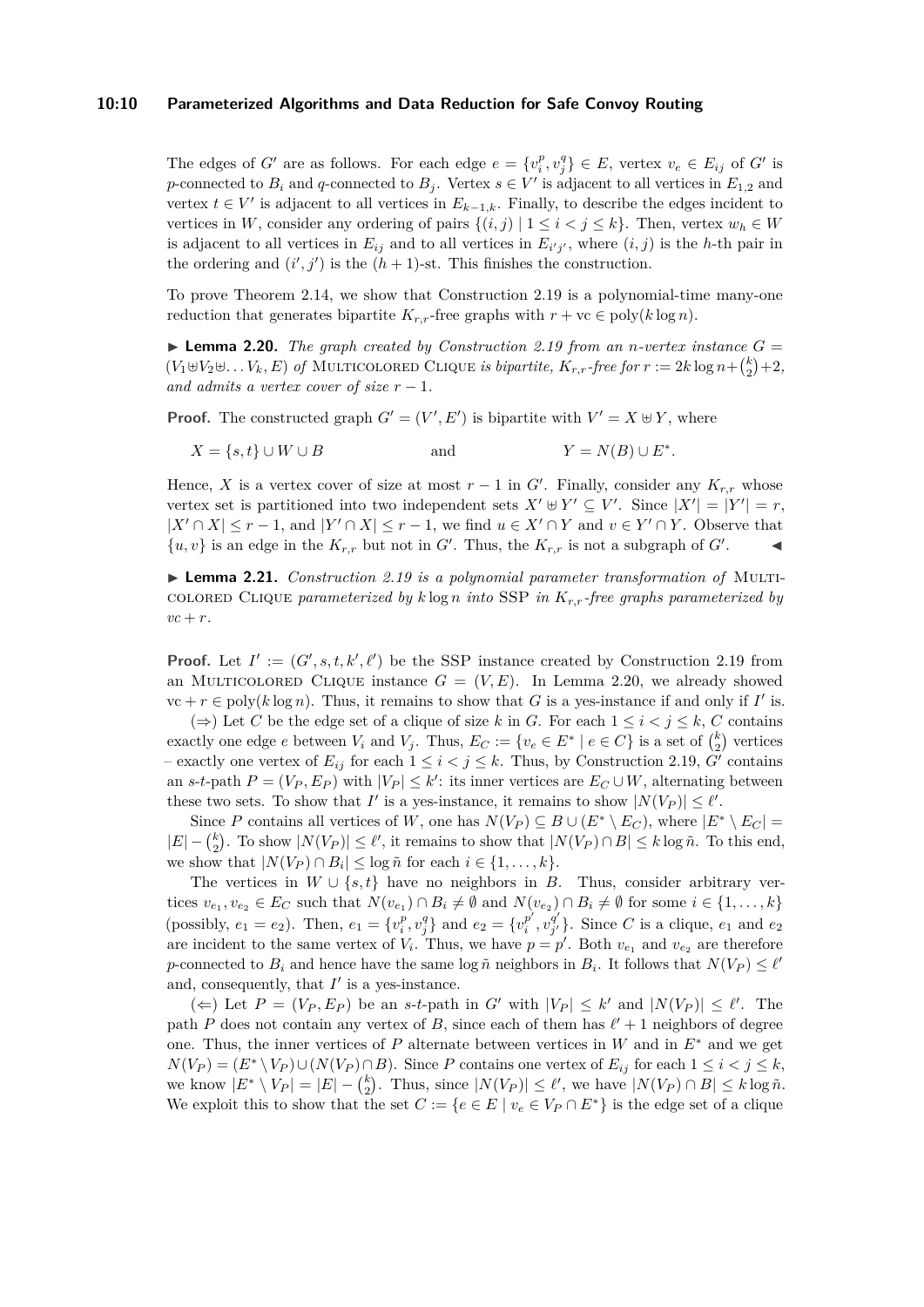The edges of $G'$ are as follows. For each edge $e = \{v_i^p, v_j^q\} \in E$, vertex $v_e \in E_{ij}$ of $G'$ is $p$-connected to $B_i$ and $q$-connected to $B_j$. Vertex $s \in V'$ is adjacent to all vertices in $E_{1,2}$ and vertex $t \in V'$ is adjacent to all vertices in $E_{k-1,k}$. Finally, to describe the edges incident to vertices in $W$, consider any ordering of pairs $\{(i,j) \mid 1 \leq i < j \leq k\}$. Then, vertex $w_h \in W$ is adjacent to all vertices in $E_{ij}$ and to all vertices in $E_{i'j'}$, where $(i,j)$ is the $h$-th pair in the ordering and $(i',j')$ is the $(h+1)$-st. This finishes the construction.

To prove Theorem 2.14, we show that Construction 2.19 is a polynomial-time many-one reduction that generates bipartite $K_{r,r}$-free graphs with $r + \text{vc} \in \text{poly}(k \log n)$.

▶ **Lemma 2.20.** *The graph created by Construction 2.19 from an $n$-vertex instance $G = (V_1 \uplus V_2 \uplus \ldots V_k, E)$ of* Multicolored Clique *is bipartite, $K_{r,r}$-free for $r := 2k \log n + \binom{k}{2} + 2$, and admits a vertex cover of size $r - 1$.*

**Proof.** The constructed graph $G' = (V', E')$ is bipartite with $V' = X \uplus Y$, where

$$X = \{s,t\} \cup W \cup B \qquad \text{and} \qquad Y = N(B) \cup E^*.$$

Hence, $X$ is a vertex cover of size at most $r - 1$ in $G'$. Finally, consider any $K_{r,r}$ whose vertex set is partitioned into two independent sets $X' \uplus Y' \subseteq V'$. Since $|X'| = |Y'| = r$, $|X' \cap X| \leq r - 1$, and $|Y' \cap X| \leq r - 1$, we find $u \in X' \cap Y$ and $v \in Y' \cap Y$. Observe that $\{u,v\}$ is an edge in the $K_{r,r}$ but not in $G'$. Thus, the $K_{r,r}$ is not a subgraph of $G'$. ◀

▶ **Lemma 2.21.** *Construction 2.19 is a polynomial parameter transformation of* Multicolored Clique *parameterized by $k \log n$ into* SSP *in $K_{r,r}$-free graphs parameterized by $vc + r$.*

**Proof.** Let $I' := (G', s, t, k', \ell')$ be the SSP instance created by Construction 2.19 from an Multicolored Clique instance $G = (V, E)$. In Lemma 2.20, we already showed $\text{vc} + r \in \text{poly}(k \log n)$. Thus, it remains to show that $G$ is a yes-instance if and only if $I'$ is.

($\Rightarrow$) Let $C$ be the edge set of a clique of size $k$ in $G$. For each $1 \leq i < j \leq k$, $C$ contains exactly one edge $e$ between $V_i$ and $V_j$. Thus, $E_C := \{v_e \in E^* \mid e \in C\}$ is a set of $\binom{k}{2}$ vertices – exactly one vertex of $E_{ij}$ for each $1 \leq i < j \leq k$. Thus, by Construction 2.19, $G'$ contains an $s$-$t$-path $P = (V_P, E_P)$ with $|V_P| \leq k'$: its inner vertices are $E_C \cup W$, alternating between these two sets. To show that $I'$ is a yes-instance, it remains to show $|N(V_P)| \leq \ell'$.

Since $P$ contains all vertices of $W$, one has $N(V_P) \subseteq B \cup (E^* \setminus E_C)$, where $|E^* \setminus E_C| = |E| - \binom{k}{2}$. To show $|N(V_P)| \leq \ell'$, it remains to show that $|N(V_P) \cap B| \leq k \log \tilde{n}$. To this end, we show that $|N(V_P) \cap B_i| \leq \log \tilde{n}$ for each $i \in \{1, \ldots, k\}$.

The vertices in $W \cup \{s,t\}$ have no neighbors in $B$. Thus, consider arbitrary vertices $v_{e_1}, v_{e_2} \in E_C$ such that $N(v_{e_1}) \cap B_i \neq \emptyset$ and $N(v_{e_2}) \cap B_i \neq \emptyset$ for some $i \in \{1, \ldots, k\}$ (possibly, $e_1 = e_2$). Then, $e_1 = \{v_i^p, v_j^q\}$ and $e_2 = \{v_i^{p'}, v_{j'}^{q'}\}$. Since $C$ is a clique, $e_1$ and $e_2$ are incident to the same vertex of $V_i$. Thus, we have $p = p'$. Both $v_{e_1}$ and $v_{e_2}$ are therefore $p$-connected to $B_i$ and hence have the same $\log \tilde{n}$ neighbors in $B_i$. It follows that $N(V_P) \leq \ell'$ and, consequently, that $I'$ is a yes-instance.

($\Leftarrow$) Let $P = (V_P, E_P)$ be an $s$-$t$-path in $G'$ with $|V_P| \leq k'$ and $|N(V_P)| \leq \ell'$. The path $P$ does not contain any vertex of $B$, since each of them has $\ell' + 1$ neighbors of degree one. Thus, the inner vertices of $P$ alternate between vertices in $W$ and in $E^*$ and we get $N(V_P) = (E^* \setminus V_P) \cup (N(V_P) \cap B)$. Since $P$ contains one vertex of $E_{ij}$ for each $1 \leq i < j \leq k$, we know $|E^* \setminus V_P| = |E| - \binom{k}{2}$. Thus, since $|N(V_P)| \leq \ell'$, we have $|N(V_P) \cap B| \leq k \log \tilde{n}$. We exploit this to show that the set $C := \{e \in E \mid v_e \in V_P \cap E^*\}$ is the edge set of a clique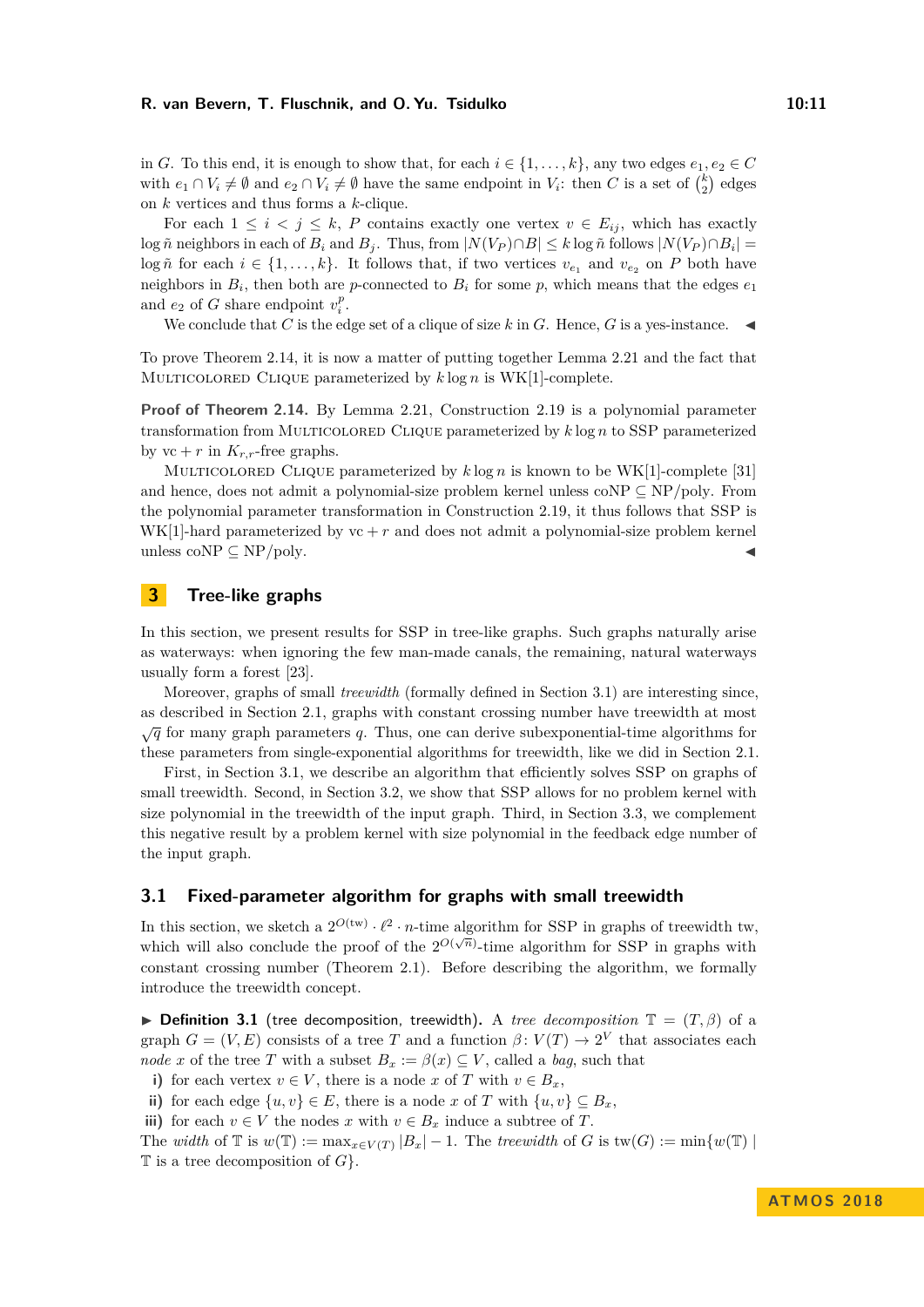in $G$. To this end, it is enough to show that, for each $i \in \{1, \dots, k\}$, any two edges $e_1, e_2 \in C$ with $e_1 \cap V_i \neq \emptyset$ and $e_2 \cap V_i \neq \emptyset$ have the same endpoint in $V_i$: then $C$ is a set of $\binom{k}{2}$ edges on $k$ vertices and thus forms a $k$-clique.

For each $1 \leq i < j \leq k$, $P$ contains exactly one vertex $v \in E_{ij}$, which has exactly $\log \tilde{n}$ neighbors in each of $B_i$ and $B_j$. Thus, from $|N(V_P) \cap B| \leq k \log \tilde{n}$ follows $|N(V_P) \cap B_i| = \log \tilde{n}$ for each $i \in \{1, \dots, k\}$. It follows that, if two vertices $v_{e_1}$ and $v_{e_2}$ on $P$ both have neighbors in $B_i$, then both are $p$-connected to $B_i$ for some $p$, which means that the edges $e_1$ and $e_2$ of $G$ share endpoint $v_i^p$.

We conclude that $C$ is the edge set of a clique of size $k$ in $G$. Hence, $G$ is a yes-instance. ◀

To prove Theorem 2.14, it is now a matter of putting together Lemma 2.21 and the fact that Multicolored Clique parameterized by $k \log n$ is WK[1]-complete.

**Proof of Theorem 2.14.** By Lemma 2.21, Construction 2.19 is a polynomial parameter transformation from Multicolored Clique parameterized by $k \log n$ to SSP parameterized by $\mathrm{vc} + r$ in $K_{r,r}$-free graphs.

Multicolored Clique parameterized by $k \log n$ is known to be WK[1]-complete [31] and hence, does not admit a polynomial-size problem kernel unless coNP $\subseteq$ NP/poly. From the polynomial parameter transformation in Construction 2.19, it thus follows that SSP is WK[1]-hard parameterized by $\mathrm{vc} + r$ and does not admit a polynomial-size problem kernel unless coNP $\subseteq$ NP/poly. ◀

## 3 Tree-like graphs

In this section, we present results for SSP in tree-like graphs. Such graphs naturally arise as waterways: when ignoring the few man-made canals, the remaining, natural waterways usually form a forest [23].

Moreover, graphs of small *treewidth* (formally defined in Section 3.1) are interesting since, as described in Section 2.1, graphs with constant crossing number have treewidth at most $\sqrt{q}$ for many graph parameters $q$. Thus, one can derive subexponential-time algorithms for these parameters from single-exponential algorithms for treewidth, like we did in Section 2.1.

First, in Section 3.1, we describe an algorithm that efficiently solves SSP on graphs of small treewidth. Second, in Section 3.2, we show that SSP allows for no problem kernel with size polynomial in the treewidth of the input graph. Third, in Section 3.3, we complement this negative result by a problem kernel with size polynomial in the feedback edge number of the input graph.

### 3.1 Fixed-parameter algorithm for graphs with small treewidth

In this section, we sketch a $2^{O(\mathrm{tw})} \cdot \ell^2 \cdot n$-time algorithm for SSP in graphs of treewidth tw, which will also conclude the proof of the $2^{O(\sqrt{n})}$-time algorithm for SSP in graphs with constant crossing number (Theorem 2.1). Before describing the algorithm, we formally introduce the treewidth concept.

▶ **Definition 3.1** (tree decomposition, treewidth). A *tree decomposition* $\mathbb{T} = (T, \beta)$ of a graph $G = (V, E)$ consists of a tree $T$ and a function $\beta \colon V(T) \to 2^V$ that associates each *node* $x$ of the tree $T$ with a subset $B_x := \beta(x) \subseteq V$, called a *bag*, such that

**i)** for each vertex $v \in V$, there is a node $x$ of $T$ with $v \in B_x$,
**ii)** for each edge $\{u, v\} \in E$, there is a node $x$ of $T$ with $\{u, v\} \subseteq B_x$,
**iii)** for each $v \in V$ the nodes $x$ with $v \in B_x$ induce a subtree of $T$.

The *width* of $\mathbb{T}$ is $w(\mathbb{T}) := \max_{x \in V(T)} |B_x| - 1$. The *treewidth* of $G$ is $\mathrm{tw}(G) := \min\{w(\mathbb{T}) \mid \mathbb{T}$ is a tree decomposition of $G\}$.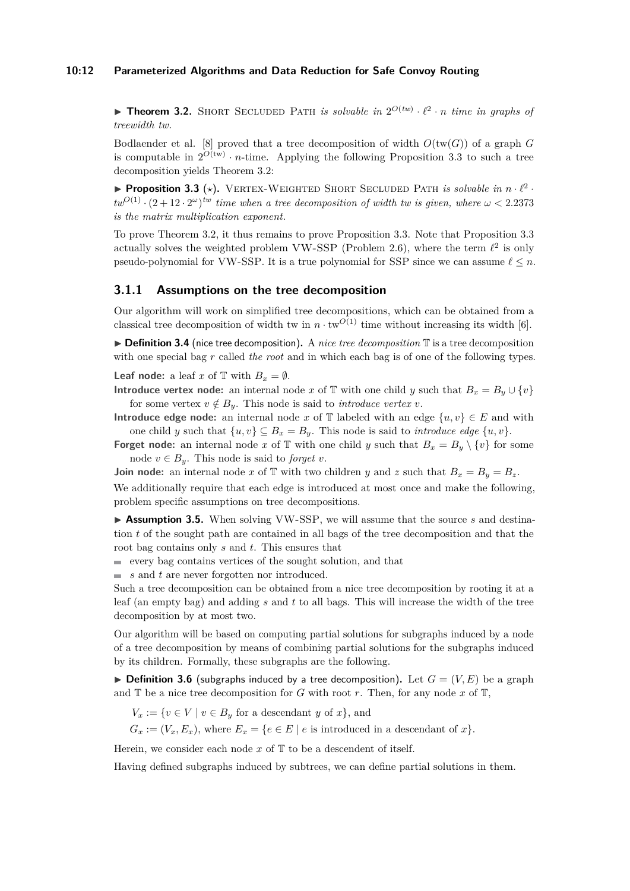▶ **Theorem 3.2.** Short Secluded Path *is solvable in* $2^{O(tw)} \cdot \ell^2 \cdot n$ *time in graphs of treewidth tw.*

Bodlaender et al. [8] proved that a tree decomposition of width $O(\text{tw}(G))$ of a graph $G$ is computable in $2^{O(\text{tw})} \cdot n$-time. Applying the following Proposition 3.3 to such a tree decomposition yields Theorem 3.2:

▶ **Proposition 3.3** ($\star$)**.** Vertex-Weighted Short Secluded Path *is solvable in* $n \cdot \ell^2 \cdot tw^{O(1)} \cdot (2 + 12 \cdot 2^{\omega})^{tw}$ *time when a tree decomposition of width tw is given, where* $\omega < 2.2373$ *is the matrix multiplication exponent.*

To prove Theorem 3.2, it thus remains to prove Proposition 3.3. Note that Proposition 3.3 actually solves the weighted problem VW-SSP (Problem 2.6), where the term $\ell^2$ is only pseudo-polynomial for VW-SSP. It is a true polynomial for SSP since we can assume $\ell \leq n$.

### 3.1.1 Assumptions on the tree decomposition

Our algorithm will work on simplified tree decompositions, which can be obtained from a classical tree decomposition of width tw in $n \cdot \text{tw}^{O(1)}$ time without increasing its width [6].

▶ **Definition 3.4** (nice tree decomposition)**.** A *nice tree decomposition* $\mathbb{T}$ is a tree decomposition with one special bag $r$ called *the root* and in which each bag is of one of the following types.

**Leaf node:** a leaf $x$ of $\mathbb{T}$ with $B_x = \emptyset$.

**Introduce vertex node:** an internal node $x$ of $\mathbb{T}$ with one child $y$ such that $B_x = B_y \cup \{v\}$ for some vertex $v \notin B_y$. This node is said to *introduce vertex* $v$.

**Introduce edge node:** an internal node $x$ of $\mathbb{T}$ labeled with an edge $\{u, v\} \in E$ and with one child $y$ such that $\{u, v\} \subseteq B_x = B_y$. This node is said to *introduce edge* $\{u, v\}$.

**Forget node:** an internal node $x$ of $\mathbb{T}$ with one child $y$ such that $B_x = B_y \setminus \{v\}$ for some node $v \in B_y$. This node is said to *forget* $v$.

**Join node:** an internal node $x$ of $\mathbb{T}$ with two children $y$ and $z$ such that $B_x = B_y = B_z$.

We additionally require that each edge is introduced at most once and make the following, problem specific assumptions on tree decompositions.

▶ **Assumption 3.5.** When solving VW-SSP, we will assume that the source $s$ and destination $t$ of the sought path are contained in all bags of the tree decomposition and that the root bag contains only $s$ and $t$. This ensures that

- every bag contains vertices of the sought solution, and that
- $s$ and $t$ are never forgotten nor introduced.

Such a tree decomposition can be obtained from a nice tree decomposition by rooting it at a leaf (an empty bag) and adding $s$ and $t$ to all bags. This will increase the width of the tree decomposition by at most two.

Our algorithm will be based on computing partial solutions for subgraphs induced by a node of a tree decomposition by means of combining partial solutions for the subgraphs induced by its children. Formally, these subgraphs are the following.

▶ **Definition 3.6** (subgraphs induced by a tree decomposition)**.** Let $G = (V, E)$ be a graph and $\mathbb{T}$ be a nice tree decomposition for $G$ with root $r$. Then, for any node $x$ of $\mathbb{T}$,

$V_x := \{v \in V \mid v \in B_y \text{ for a descendant } y \text{ of } x\}$, and

$G_x := (V_x, E_x)$, where $E_x = \{e \in E \mid e \text{ is introduced in a descendant of } x\}$.

Herein, we consider each node $x$ of $\mathbb{T}$ to be a descendent of itself.

Having defined subgraphs induced by subtrees, we can define partial solutions in them.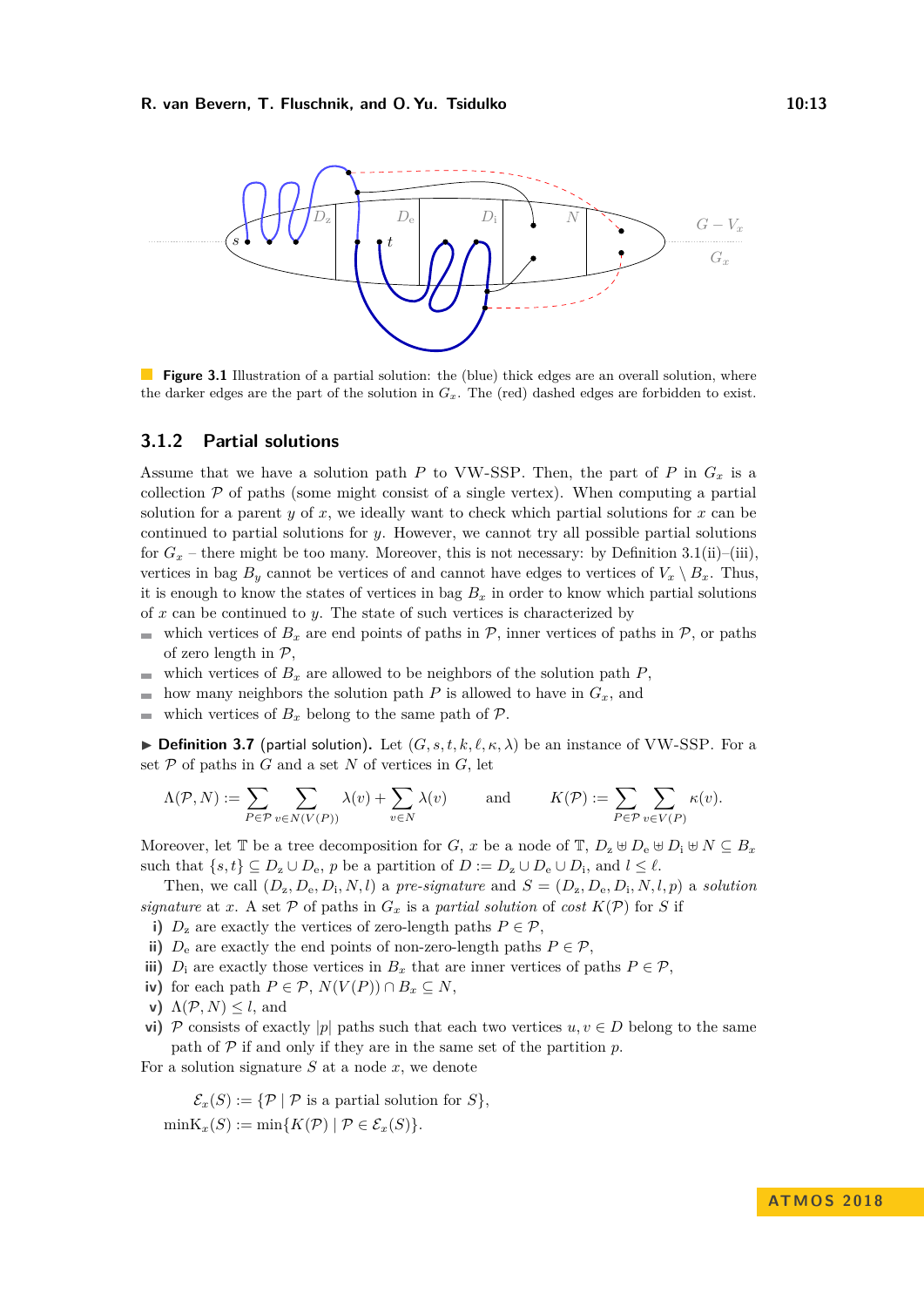**Figure 3.1** Illustration of a partial solution: the (blue) thick edges are an overall solution, where the darker edges are the part of the solution in $G_x$. The (red) dashed edges are forbidden to exist.

### 3.1.2 Partial solutions

Assume that we have a solution path $P$ to VW-SSP. Then, the part of $P$ in $G_x$ is a collection $\mathcal{P}$ of paths (some might consist of a single vertex). When computing a partial solution for a parent $y$ of $x$, we ideally want to check which partial solutions for $x$ can be continued to partial solutions for $y$. However, we cannot try all possible partial solutions for $G_x$ – there might be too many. Moreover, this is not necessary: by Definition 3.1(ii)–(iii), vertices in bag $B_y$ cannot be vertices of and cannot have edges to vertices of $V_x \setminus B_x$. Thus, it is enough to know the states of vertices in bag $B_x$ in order to know which partial solutions of $x$ can be continued to $y$. The state of such vertices is characterized by

- which vertices of $B_x$ are end points of paths in $\mathcal{P}$, inner vertices of paths in $\mathcal{P}$, or paths of zero length in $\mathcal{P}$,
- which vertices of $B_x$ are allowed to be neighbors of the solution path $P$,
- how many neighbors the solution path $P$ is allowed to have in $G_x$, and
- which vertices of $B_x$ belong to the same path of $\mathcal{P}$.

▶ **Definition 3.7** (partial solution)**.** Let $(G, s, t, k, \ell, \kappa, \lambda)$ be an instance of VW-SSP. For a set $\mathcal{P}$ of paths in $G$ and a set $N$ of vertices in $G$, let

$$\Lambda(\mathcal{P}, N) := \sum_{P\in\mathcal{P}} \sum_{v\in N(V(P))} \lambda(v) + \sum_{v\in N} \lambda(v) \qquad \text{and} \qquad K(\mathcal{P}) := \sum_{P\in\mathcal{P}} \sum_{v\in V(P)} \kappa(v).$$

Moreover, let $\mathbb{T}$ be a tree decomposition for $G$, $x$ be a node of $\mathbb{T}$, $D_z \uplus D_e \uplus D_i \uplus N \subseteq B_x$ such that $\{s,t\} \subseteq D_z \cup D_e$, $p$ be a partition of $D := D_z \cup D_e \cup D_i$, and $l \leq \ell$.

Then, we call $(D_z, D_e, D_i, N, l)$ a *pre-signature* and $S = (D_z, D_e, D_i, N, l, p)$ a *solution signature* at $x$. A set $\mathcal{P}$ of paths in $G_x$ is a *partial solution* of *cost* $K(\mathcal{P})$ for $S$ if

**i)** $D_z$ are exactly the vertices of zero-length paths $P \in \mathcal{P}$,
**ii)** $D_e$ are exactly the end points of non-zero-length paths $P \in \mathcal{P}$,
**iii)** $D_i$ are exactly those vertices in $B_x$ that are inner vertices of paths $P \in \mathcal{P}$,
**iv)** for each path $P \in \mathcal{P}$, $N(V(P)) \cap B_x \subseteq N$,
**v)** $\Lambda(\mathcal{P}, N) \leq l$, and
**vi)** $\mathcal{P}$ consists of exactly $|p|$ paths such that each two vertices $u, v \in D$ belong to the same path of $\mathcal{P}$ if and only if they are in the same set of the partition $p$.

For a solution signature $S$ at a node $x$, we denote

$$\mathcal{E}_x(S) := \{\mathcal{P} \mid \mathcal{P} \text{ is a partial solution for } S\},$$
$$\mathrm{minK}_x(S) := \min\{K(\mathcal{P}) \mid \mathcal{P} \in \mathcal{E}_x(S)\}.$$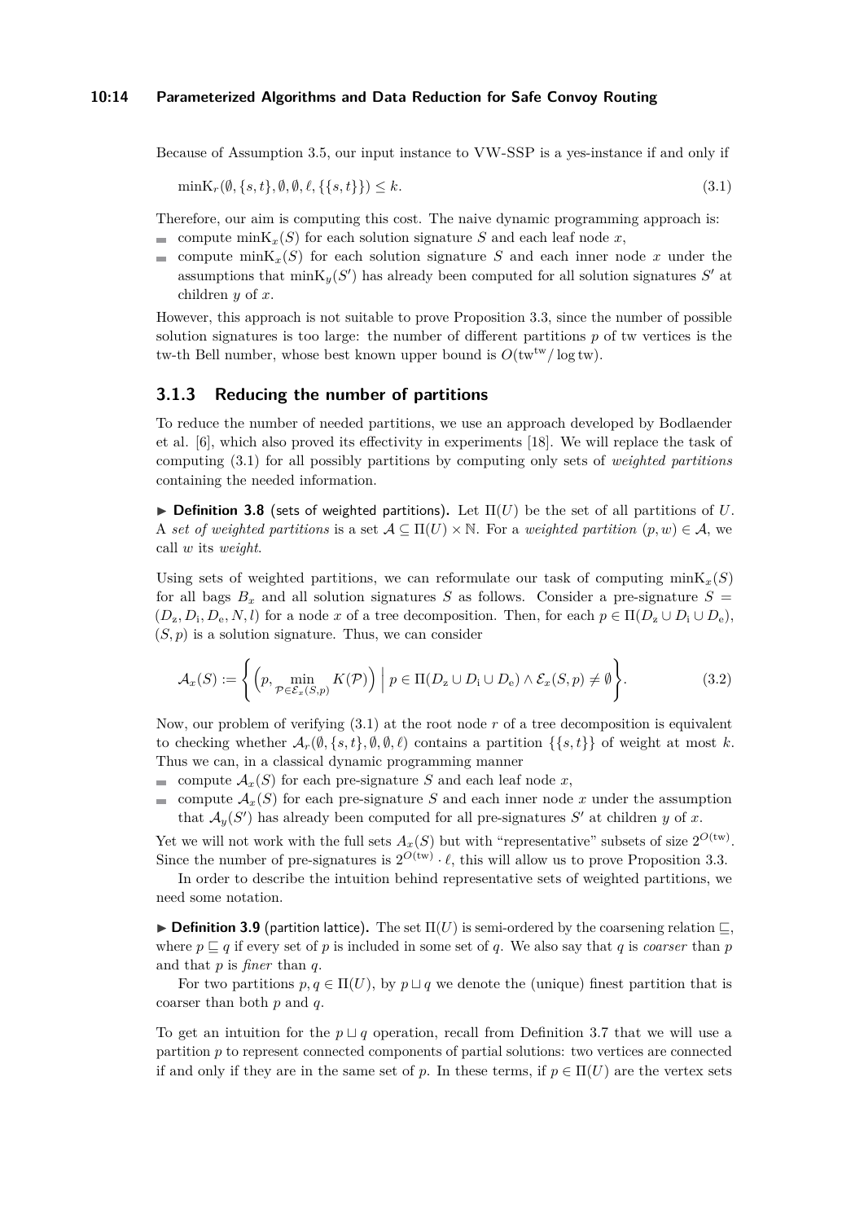Because of Assumption 3.5, our input instance to VW-SSP is a yes-instance if and only if

$$\mathrm{minK}_r(\emptyset, \{s,t\}, \emptyset, \emptyset, \ell, \{\{s,t\}\}) \leq k. \tag{3.1}$$

Therefore, our aim is computing this cost. The naive dynamic programming approach is:

- compute $\mathrm{minK}_x(S)$ for each solution signature $S$ and each leaf node $x$,
- compute $\mathrm{minK}_x(S)$ for each solution signature $S$ and each inner node $x$ under the assumptions that $\mathrm{minK}_y(S')$ has already been computed for all solution signatures $S'$ at children $y$ of $x$.

However, this approach is not suitable to prove Proposition 3.3, since the number of possible solution signatures is too large: the number of different partitions $p$ of tw vertices is the tw-th Bell number, whose best known upper bound is $O(\mathrm{tw}^{\mathrm{tw}}/\log \mathrm{tw})$.

### 3.1.3 Reducing the number of partitions

To reduce the number of needed partitions, we use an approach developed by Bodlaender et al. [6], which also proved its effectivity in experiments [18]. We will replace the task of computing (3.1) for all possibly partitions by computing only sets of *weighted partitions* containing the needed information.

▶ **Definition 3.8** (sets of weighted partitions)**.** Let $\Pi(U)$ be the set of all partitions of $U$. A *set of weighted partitions* is a set $\mathcal{A} \subseteq \Pi(U) \times \mathbb{N}$. For a *weighted partition* $(p, w) \in \mathcal{A}$, we call $w$ its *weight*.

Using sets of weighted partitions, we can reformulate our task of computing $\mathrm{minK}_x(S)$ for all bags $B_x$ and all solution signatures $S$ as follows. Consider a pre-signature $S = (D_\mathrm{z}, D_\mathrm{i}, D_\mathrm{e}, N, l)$ for a node $x$ of a tree decomposition. Then, for each $p \in \Pi(D_\mathrm{z} \cup D_\mathrm{i} \cup D_\mathrm{e})$, $(S, p)$ is a solution signature. Thus, we can consider

$$\mathcal{A}_x(S) := \left\{ \left(p, \min_{\mathcal{P} \in \mathcal{E}_x(S,p)} K(\mathcal{P})\right) \;\middle|\; p \in \Pi(D_\mathrm{z} \cup D_\mathrm{i} \cup D_\mathrm{e}) \wedge \mathcal{E}_x(S,p) \neq \emptyset \right\}. \tag{3.2}$$

Now, our problem of verifying (3.1) at the root node $r$ of a tree decomposition is equivalent to checking whether $\mathcal{A}_r(\emptyset, \{s,t\}, \emptyset, \emptyset, \ell)$ contains a partition $\{\{s,t\}\}$ of weight at most $k$. Thus we can, in a classical dynamic programming manner

- compute $\mathcal{A}_x(S)$ for each pre-signature $S$ and each leaf node $x$,
- compute $\mathcal{A}_x(S)$ for each pre-signature $S$ and each inner node $x$ under the assumption that $\mathcal{A}_y(S')$ has already been computed for all pre-signatures $S'$ at children $y$ of $x$.

Yet we will not work with the full sets $A_x(S)$ but with "representative" subsets of size $2^{O(\mathrm{tw})}$. Since the number of pre-signatures is $2^{O(\mathrm{tw})} \cdot \ell$, this will allow us to prove Proposition 3.3.

In order to describe the intuition behind representative sets of weighted partitions, we need some notation.

▶ **Definition 3.9** (partition lattice)**.** The set $\Pi(U)$ is semi-ordered by the coarsening relation $\sqsubseteq$, where $p \sqsubseteq q$ if every set of $p$ is included in some set of $q$. We also say that $q$ is *coarser* than $p$ and that $p$ is *finer* than $q$.

For two partitions $p, q \in \Pi(U)$, by $p \sqcup q$ we denote the (unique) finest partition that is coarser than both $p$ and $q$.

To get an intuition for the $p \sqcup q$ operation, recall from Definition 3.7 that we will use a partition $p$ to represent connected components of partial solutions: two vertices are connected if and only if they are in the same set of $p$. In these terms, if $p \in \Pi(U)$ are the vertex sets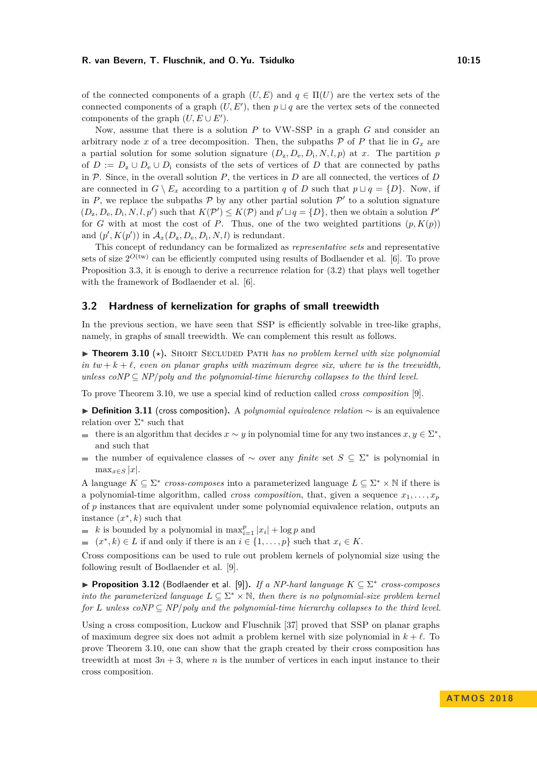of the connected components of a graph $(U, E)$ and $q \in \Pi(U)$ are the vertex sets of the connected components of a graph $(U, E')$, then $p \sqcup q$ are the vertex sets of the connected components of the graph $(U, E \cup E')$.

Now, assume that there is a solution $P$ to VW-SSP in a graph $G$ and consider an arbitrary node $x$ of a tree decomposition. Then, the subpaths $\mathcal{P}$ of $P$ that lie in $G_x$ are a partial solution for some solution signature $(D_z, D_e, D_i, N, l, p)$ at $x$. The partition $p$ of $D := D_z \cup D_e \cup D_i$ consists of the sets of vertices of $D$ that are connected by paths in $\mathcal{P}$. Since, in the overall solution $P$, the vertices in $D$ are all connected, the vertices of $D$ are connected in $G \setminus E_x$ according to a partition $q$ of $D$ such that $p \sqcup q = \{D\}$. Now, if in $P$, we replace the subpaths $\mathcal{P}$ by any other partial solution $\mathcal{P}'$ to a solution signature $(D_z, D_e, D_i, N, l, p')$ such that $K(\mathcal{P}') \leq K(\mathcal{P})$ and $p' \sqcup q = \{D\}$, then we obtain a solution $P'$ for $G$ with at most the cost of $P$. Thus, one of the two weighted partitions $(p, K(p))$ and $(p', K(p'))$ in $\mathcal{A}_x(D_z, D_e, D_i, N, l)$ is redundant.

This concept of redundancy can be formalized as *representative sets* and representative sets of size $2^{O(\text{tw})}$ can be efficiently computed using results of Bodlaender et al. [6]. To prove Proposition 3.3, it is enough to derive a recurrence relation for (3.2) that plays well together with the framework of Bodlaender et al. [6].

## 3.2 Hardness of kernelization for graphs of small treewidth

In the previous section, we have seen that SSP is efficiently solvable in tree-like graphs, namely, in graphs of small treewidth. We can complement this result as follows.

▶ **Theorem 3.10** ($\star$). Short Secluded Path *has no problem kernel with size polynomial in $tw + k + \ell$, even on planar graphs with maximum degree six, where tw is the treewidth, unless coNP $\subseteq$ NP/poly and the polynomial-time hierarchy collapses to the third level.*

To prove Theorem 3.10, we use a special kind of reduction called *cross composition* [9].

▶ **Definition 3.11** (cross composition). A *polynomial equivalence relation* $\sim$ is an equivalence relation over $\Sigma^*$ such that

- there is an algorithm that decides $x \sim y$ in polynomial time for any two instances $x, y \in \Sigma^*$, and such that
- the number of equivalence classes of $\sim$ over any *finite* set $S \subseteq \Sigma^*$ is polynomial in $\max_{x \in S} |x|$.

A language $K \subseteq \Sigma^*$ *cross-composes* into a parameterized language $L \subseteq \Sigma^* \times \mathbb{N}$ if there is a polynomial-time algorithm, called *cross composition*, that, given a sequence $x_1, \ldots, x_p$ of $p$ instances that are equivalent under some polynomial equivalence relation, outputs an instance $(x^*, k)$ such that

- $k$ is bounded by a polynomial in $\max_{i=1}^{p} |x_i| + \log p$ and
- $(x^*, k) \in L$ if and only if there is an $i \in \{1, \ldots, p\}$ such that $x_i \in K$.

Cross compositions can be used to rule out problem kernels of polynomial size using the following result of Bodlaender et al. [9].

▶ **Proposition 3.12** (Bodlaender et al. [9]). *If a NP-hard language $K \subseteq \Sigma^*$ cross-composes into the parameterized language $L \subseteq \Sigma^* \times \mathbb{N}$, then there is no polynomial-size problem kernel for $L$ unless coNP $\subseteq$ NP/poly and the polynomial-time hierarchy collapses to the third level.*

Using a cross composition, Luckow and Fluschnik [37] proved that SSP on planar graphs of maximum degree six does not admit a problem kernel with size polynomial in $k + \ell$. To prove Theorem 3.10, one can show that the graph created by their cross composition has treewidth at most $3n + 3$, where $n$ is the number of vertices in each input instance to their cross composition.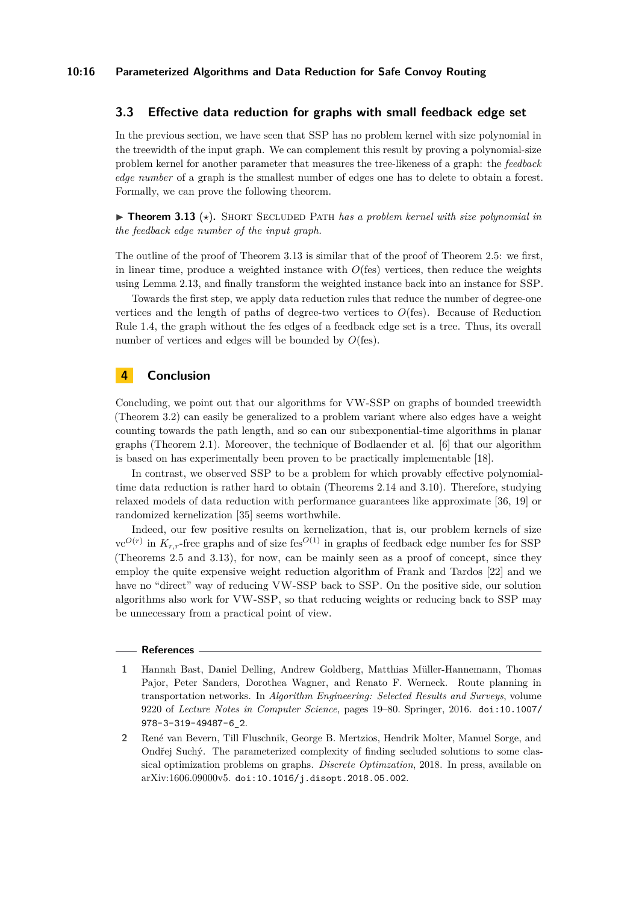### 3.3 Effective data reduction for graphs with small feedback edge set

In the previous section, we have seen that SSP has no problem kernel with size polynomial in the treewidth of the input graph. We can complement this result by proving a polynomial-size problem kernel for another parameter that measures the tree-likeness of a graph: the *feedback edge number* of a graph is the smallest number of edges one has to delete to obtain a forest. Formally, we can prove the following theorem.

▶ **Theorem 3.13** (⋆). Short Secluded Path *has a problem kernel with size polynomial in the feedback edge number of the input graph.*

The outline of the proof of Theorem 3.13 is similar that of the proof of Theorem 2.5: we first, in linear time, produce a weighted instance with $O(\text{fes})$ vertices, then reduce the weights using Lemma 2.13, and finally transform the weighted instance back into an instance for SSP.

Towards the first step, we apply data reduction rules that reduce the number of degree-one vertices and the length of paths of degree-two vertices to $O(\text{fes})$. Because of Reduction Rule 1.4, the graph without the fes edges of a feedback edge set is a tree. Thus, its overall number of vertices and edges will be bounded by $O(\text{fes})$.

## 4 Conclusion

Concluding, we point out that our algorithms for VW-SSP on graphs of bounded treewidth (Theorem 3.2) can easily be generalized to a problem variant where also edges have a weight counting towards the path length, and so can our subexponential-time algorithms in planar graphs (Theorem 2.1). Moreover, the technique of Bodlaender et al. [6] that our algorithm is based on has experimentally been proven to be practically implementable [18].

In contrast, we observed SSP to be a problem for which provably effective polynomial-time data reduction is rather hard to obtain (Theorems 2.14 and 3.10). Therefore, studying relaxed models of data reduction with performance guarantees like approximate [36, 19] or randomized kernelization [35] seems worthwhile.

Indeed, our few positive results on kernelization, that is, our problem kernels of size $\text{vc}^{O(r)}$ in $K_{r,r}$-free graphs and of size $\text{fes}^{O(1)}$ in graphs of feedback edge number fes for SSP (Theorems 2.5 and 3.13), for now, can be mainly seen as a proof of concept, since they employ the quite expensive weight reduction algorithm of Frank and Tardos [22] and we have no "direct" way of reducing VW-SSP back to SSP. On the positive side, our solution algorithms also work for VW-SSP, so that reducing weights or reducing back to SSP may be unnecessary from a practical point of view.

## References

1. Hannah Bast, Daniel Delling, Andrew Goldberg, Matthias Müller-Hannemann, Thomas Pajor, Peter Sanders, Dorothea Wagner, and Renato F. Werneck. Route planning in transportation networks. In *Algorithm Engineering: Selected Results and Surveys*, volume 9220 of *Lecture Notes in Computer Science*, pages 19–80. Springer, 2016. doi:10.1007/978-3-319-49487-6_2.
2. René van Bevern, Till Fluschnik, George B. Mertzios, Hendrik Molter, Manuel Sorge, and Ondřej Suchý. The parameterized complexity of finding secluded solutions to some classical optimization problems on graphs. *Discrete Optimzation*, 2018. In press, available on arXiv:1606.09000v5. doi:10.1016/j.disopt.2018.05.002.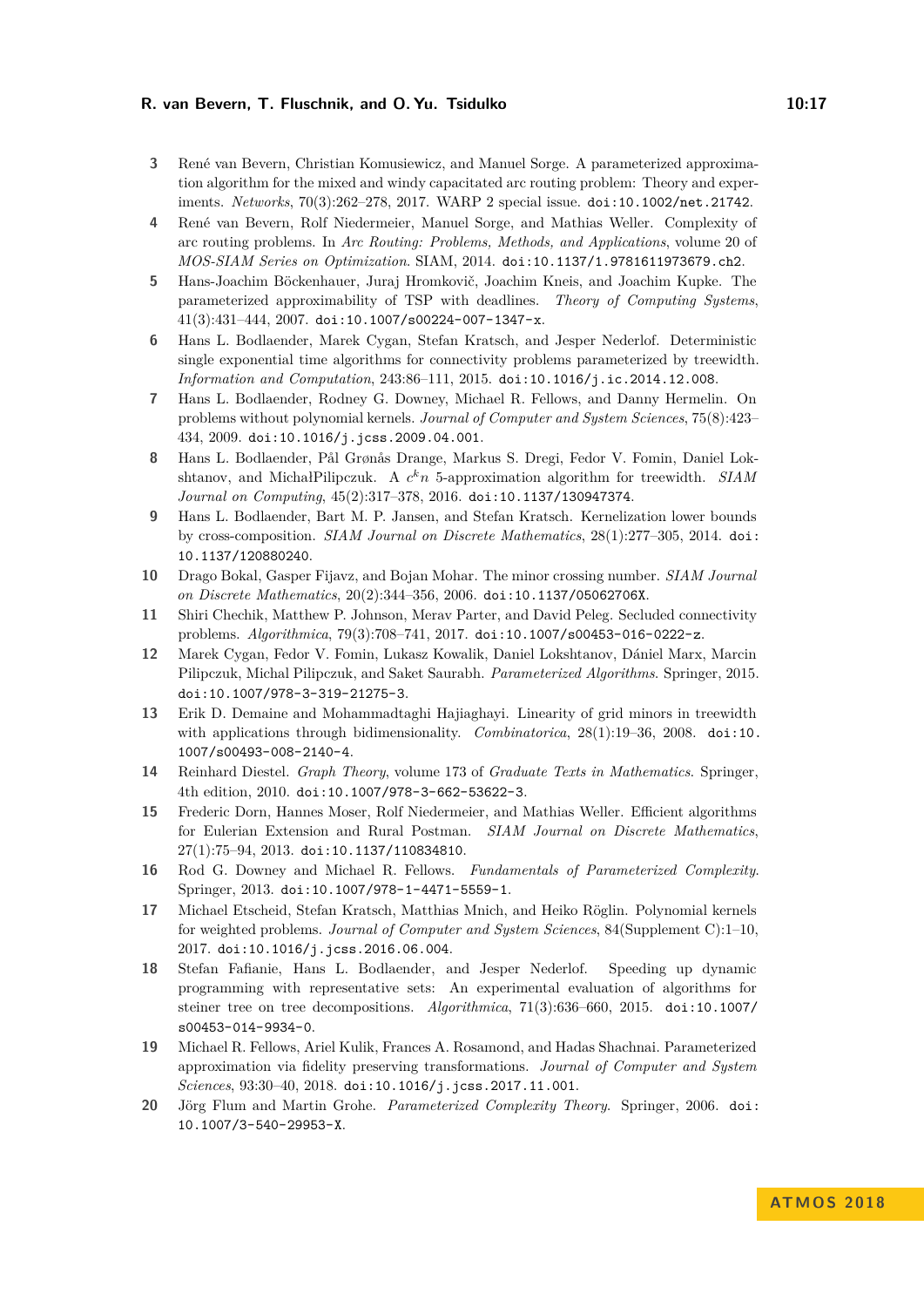3. René van Bevern, Christian Komusiewicz, and Manuel Sorge. A parameterized approximation algorithm for the mixed and windy capacitated arc routing problem: Theory and experiments. *Networks*, 70(3):262–278, 2017. WARP 2 special issue. `doi:10.1002/net.21742`.
4. René van Bevern, Rolf Niedermeier, Manuel Sorge, and Mathias Weller. Complexity of arc routing problems. In *Arc Routing: Problems, Methods, and Applications*, volume 20 of *MOS-SIAM Series on Optimization*. SIAM, 2014. `doi:10.1137/1.9781611973679.ch2`.
5. Hans-Joachim Böckenhauer, Juraj Hromkovič, Joachim Kneis, and Joachim Kupke. The parameterized approximability of TSP with deadlines. *Theory of Computing Systems*, 41(3):431–444, 2007. `doi:10.1007/s00224-007-1347-x`.
6. Hans L. Bodlaender, Marek Cygan, Stefan Kratsch, and Jesper Nederlof. Deterministic single exponential time algorithms for connectivity problems parameterized by treewidth. *Information and Computation*, 243:86–111, 2015. `doi:10.1016/j.ic.2014.12.008`.
7. Hans L. Bodlaender, Rodney G. Downey, Michael R. Fellows, and Danny Hermelin. On problems without polynomial kernels. *Journal of Computer and System Sciences*, 75(8):423–434, 2009. `doi:10.1016/j.jcss.2009.04.001`.
8. Hans L. Bodlaender, Pål Grønås Drange, Markus S. Dregi, Fedor V. Fomin, Daniel Lokshtanov, and MichałPilipczuk. A $c^k n$ 5-approximation algorithm for treewidth. *SIAM Journal on Computing*, 45(2):317–378, 2016. `doi:10.1137/130947374`.
9. Hans L. Bodlaender, Bart M. P. Jansen, and Stefan Kratsch. Kernelization lower bounds by cross-composition. *SIAM Journal on Discrete Mathematics*, 28(1):277–305, 2014. `doi:10.1137/120880240`.
10. Drago Bokal, Gasper Fijavz, and Bojan Mohar. The minor crossing number. *SIAM Journal on Discrete Mathematics*, 20(2):344–356, 2006. `doi:10.1137/05062706X`.
11. Shiri Chechik, Matthew P. Johnson, Merav Parter, and David Peleg. Secluded connectivity problems. *Algorithmica*, 79(3):708–741, 2017. `doi:10.1007/s00453-016-0222-z`.
12. Marek Cygan, Fedor V. Fomin, Lukasz Kowalik, Daniel Lokshtanov, Dániel Marx, Marcin Pilipczuk, Michal Pilipczuk, and Saket Saurabh. *Parameterized Algorithms*. Springer, 2015. `doi:10.1007/978-3-319-21275-3`.
13. Erik D. Demaine and Mohammadtaghi Hajiaghayi. Linearity of grid minors in treewidth with applications through bidimensionality. *Combinatorica*, 28(1):19–36, 2008. `doi:10.1007/s00493-008-2140-4`.
14. Reinhard Diestel. *Graph Theory*, volume 173 of *Graduate Texts in Mathematics*. Springer, 4th edition, 2010. `doi:10.1007/978-3-662-53622-3`.
15. Frederic Dorn, Hannes Moser, Rolf Niedermeier, and Mathias Weller. Efficient algorithms for Eulerian Extension and Rural Postman. *SIAM Journal on Discrete Mathematics*, 27(1):75–94, 2013. `doi:10.1137/110834810`.
16. Rod G. Downey and Michael R. Fellows. *Fundamentals of Parameterized Complexity*. Springer, 2013. `doi:10.1007/978-1-4471-5559-1`.
17. Michael Etscheid, Stefan Kratsch, Matthias Mnich, and Heiko Röglin. Polynomial kernels for weighted problems. *Journal of Computer and System Sciences*, 84(Supplement C):1–10, 2017. `doi:10.1016/j.jcss.2016.06.004`.
18. Stefan Fafianie, Hans L. Bodlaender, and Jesper Nederlof. Speeding up dynamic programming with representative sets: An experimental evaluation of algorithms for steiner tree on tree decompositions. *Algorithmica*, 71(3):636–660, 2015. `doi:10.1007/s00453-014-9934-0`.
19. Michael R. Fellows, Ariel Kulik, Frances A. Rosamond, and Hadas Shachnai. Parameterized approximation via fidelity preserving transformations. *Journal of Computer and System Sciences*, 93:30–40, 2018. `doi:10.1016/j.jcss.2017.11.001`.
20. Jörg Flum and Martin Grohe. *Parameterized Complexity Theory*. Springer, 2006. `doi:10.1007/3-540-29953-X`.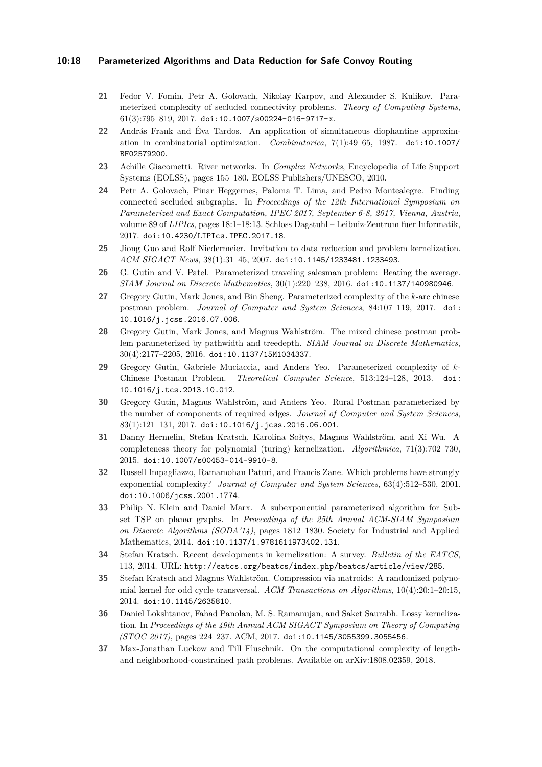**21** Fedor V. Fomin, Petr A. Golovach, Nikolay Karpov, and Alexander S. Kulikov. Parameterized complexity of secluded connectivity problems. *Theory of Computing Systems*, 61(3):795–819, 2017. doi:10.1007/s00224-016-9717-x.

**22** András Frank and Éva Tardos. An application of simultaneous diophantine approximation in combinatorial optimization. *Combinatorica*, 7(1):49–65, 1987. doi:10.1007/BF02579200.

**23** Achille Giacometti. River networks. In *Complex Networks*, Encyclopedia of Life Support Systems (EOLSS), pages 155–180. EOLSS Publishers/UNESCO, 2010.

**24** Petr A. Golovach, Pinar Heggernes, Paloma T. Lima, and Pedro Montealegre. Finding connected secluded subgraphs. In *Proceedings of the 12th International Symposium on Parameterized and Exact Computation, IPEC 2017, September 6-8, 2017, Vienna, Austria*, volume 89 of *LIPIcs*, pages 18:1–18:13. Schloss Dagstuhl – Leibniz-Zentrum fuer Informatik, 2017. doi:10.4230/LIPIcs.IPEC.2017.18.

**25** Jiong Guo and Rolf Niedermeier. Invitation to data reduction and problem kernelization. *ACM SIGACT News*, 38(1):31–45, 2007. doi:10.1145/1233481.1233493.

**26** G. Gutin and V. Patel. Parameterized traveling salesman problem: Beating the average. *SIAM Journal on Discrete Mathematics*, 30(1):220–238, 2016. doi:10.1137/140980946.

**27** Gregory Gutin, Mark Jones, and Bin Sheng. Parameterized complexity of the $k$-arc chinese postman problem. *Journal of Computer and System Sciences*, 84:107–119, 2017. doi:10.1016/j.jcss.2016.07.006.

**28** Gregory Gutin, Mark Jones, and Magnus Wahlström. The mixed chinese postman problem parameterized by pathwidth and treedepth. *SIAM Journal on Discrete Mathematics*, 30(4):2177–2205, 2016. doi:10.1137/15M1034337.

**29** Gregory Gutin, Gabriele Muciaccia, and Anders Yeo. Parameterized complexity of $k$-Chinese Postman Problem. *Theoretical Computer Science*, 513:124–128, 2013. doi:10.1016/j.tcs.2013.10.012.

**30** Gregory Gutin, Magnus Wahlström, and Anders Yeo. Rural Postman parameterized by the number of components of required edges. *Journal of Computer and System Sciences*, 83(1):121–131, 2017. doi:10.1016/j.jcss.2016.06.001.

**31** Danny Hermelin, Stefan Kratsch, Karolina Sołtys, Magnus Wahlström, and Xi Wu. A completeness theory for polynomial (turing) kernelization. *Algorithmica*, 71(3):702–730, 2015. doi:10.1007/s00453-014-9910-8.

**32** Russell Impagliazzo, Ramamohan Paturi, and Francis Zane. Which problems have strongly exponential complexity? *Journal of Computer and System Sciences*, 63(4):512–530, 2001. doi:10.1006/jcss.2001.1774.

**33** Philip N. Klein and Daniel Marx. A subexponential parameterized algorithm for Subset TSP on planar graphs. In *Proceedings of the 25th Annual ACM-SIAM Symposium on Discrete Algorithms (SODA'14)*, pages 1812–1830. Society for Industrial and Applied Mathematics, 2014. doi:10.1137/1.9781611973402.131.

**34** Stefan Kratsch. Recent developments in kernelization: A survey. *Bulletin of the EATCS*, 113, 2014. URL: http://eatcs.org/beatcs/index.php/beatcs/article/view/285.

**35** Stefan Kratsch and Magnus Wahlström. Compression via matroids: A randomized polynomial kernel for odd cycle transversal. *ACM Transactions on Algorithms*, 10(4):20:1–20:15, 2014. doi:10.1145/2635810.

**36** Daniel Lokshtanov, Fahad Panolan, M. S. Ramanujan, and Saket Saurabh. Lossy kernelization. In *Proceedings of the 49th Annual ACM SIGACT Symposium on Theory of Computing (STOC 2017)*, pages 224–237. ACM, 2017. doi:10.1145/3055399.3055456.

**37** Max-Jonathan Luckow and Till Fluschnik. On the computational complexity of length- and neighborhood-constrained path problems. Available on arXiv:1808.02359, 2018.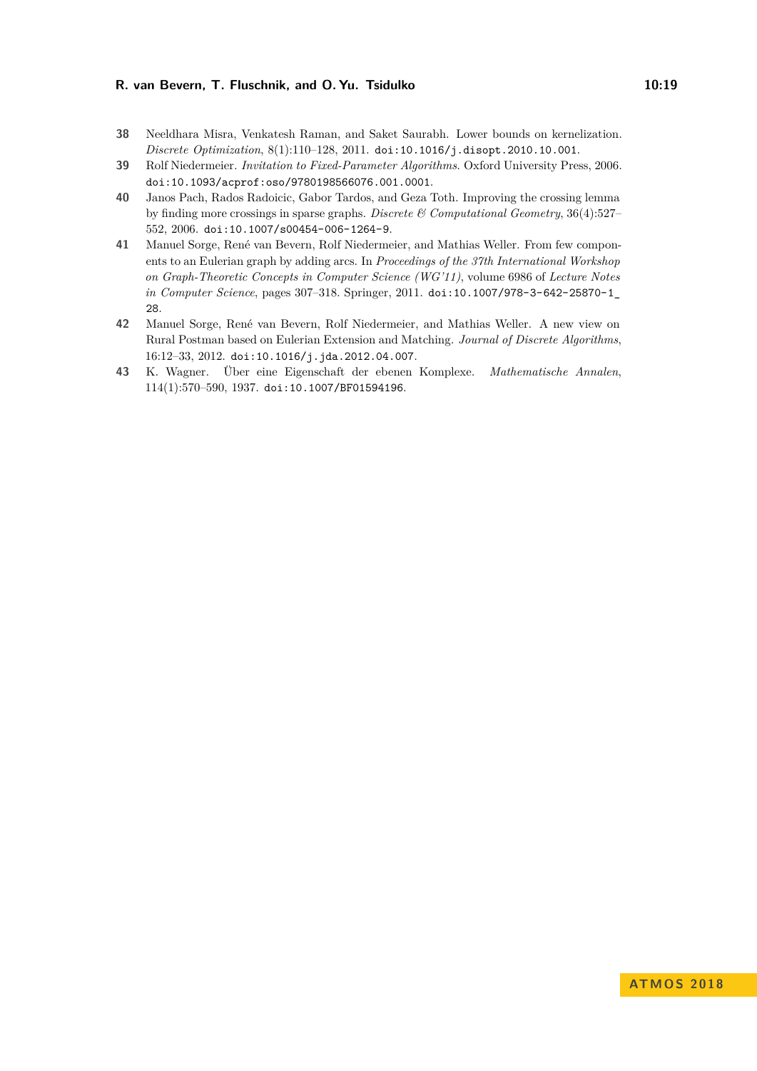38 Neeldhara Misra, Venkatesh Raman, and Saket Saurabh. Lower bounds on kernelization. *Discrete Optimization*, 8(1):110–128, 2011. doi:10.1016/j.disopt.2010.10.001.

39 Rolf Niedermeier. *Invitation to Fixed-Parameter Algorithms*. Oxford University Press, 2006. doi:10.1093/acprof:oso/9780198566076.001.0001.

40 Janos Pach, Rados Radoicic, Gabor Tardos, and Geza Toth. Improving the crossing lemma by finding more crossings in sparse graphs. *Discrete & Computational Geometry*, 36(4):527–552, 2006. doi:10.1007/s00454-006-1264-9.

41 Manuel Sorge, René van Bevern, Rolf Niedermeier, and Mathias Weller. From few components to an Eulerian graph by adding arcs. In *Proceedings of the 37th International Workshop on Graph-Theoretic Concepts in Computer Science (WG'11)*, volume 6986 of *Lecture Notes in Computer Science*, pages 307–318. Springer, 2011. doi:10.1007/978-3-642-25870-1_28.

42 Manuel Sorge, René van Bevern, Rolf Niedermeier, and Mathias Weller. A new view on Rural Postman based on Eulerian Extension and Matching. *Journal of Discrete Algorithms*, 16:12–33, 2012. doi:10.1016/j.jda.2012.04.007.

43 K. Wagner. Über eine Eigenschaft der ebenen Komplexe. *Mathematische Annalen*, 114(1):570–590, 1937. doi:10.1007/BF01594196.